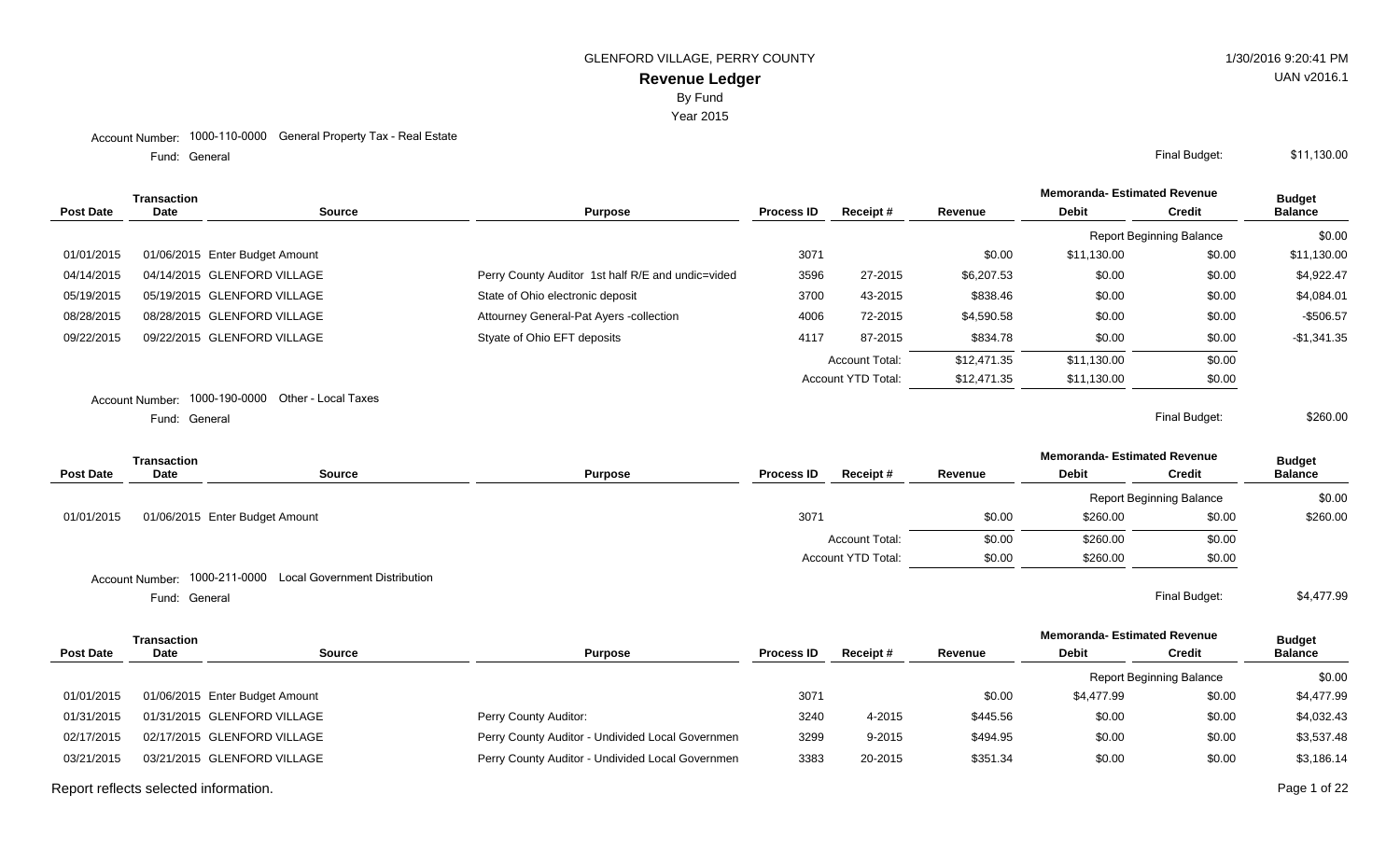GLENFORD VILLAGE, PERRY COUNTY

**Revenue Ledger**

By Fund

Year 2015

1/30/2016 9:20:41 PM

UAN v2016.1

Account Number: 1000-110-0000 General Property Tax - Real Estate

Fund: General

Final Budget: $11,130.00

| Post Date | Transaction Date | Source | Purpose | Process ID | Receipt # | Revenue | Memoranda- Estimated Revenue Debit | Memoranda- Estimated Revenue Credit | Budget Balance |
|---|---|---|---|---|---|---|---|---|---|
| | | | | | | | Report Beginning Balance | | $0.00 |
| 01/01/2015 | 01/06/2015 | Enter Budget Amount | | 3071 | | $0.00 | $11,130.00 | $0.00 | $11,130.00 |
| 04/14/2015 | 04/14/2015 | GLENFORD VILLAGE | Perry County Auditor 1st half R/E and undic=vided | 3596 | 27-2015 | $6,207.53 | $0.00 | $0.00 | $4,922.47 |
| 05/19/2015 | 05/19/2015 | GLENFORD VILLAGE | State of Ohio electronic deposit | 3700 | 43-2015 | $838.46 | $0.00 | $0.00 | $4,084.01 |
| 08/28/2015 | 08/28/2015 | GLENFORD VILLAGE | Attourney General-Pat Ayers -collection | 4006 | 72-2015 | $4,590.58 | $0.00 | $0.00 | -$506.57 |
| 09/22/2015 | 09/22/2015 | GLENFORD VILLAGE | Styate of Ohio EFT deposits | 4117 | 87-2015 | $834.78 | $0.00 | $0.00 | -$1,341.35 |
| | | | | | Account Total: | $12,471.35 | $11,130.00 | $0.00 | |
| | | | | | Account YTD Total: | $12,471.35 | $11,130.00 | $0.00 | |

Account Number: 1000-190-0000 Other - Local Taxes

Fund: General

Final Budget: $260.00

| Post Date | Transaction Date | Source | Purpose | Process ID | Receipt # | Revenue | Memoranda- Estimated Revenue Debit | Memoranda- Estimated Revenue Credit | Budget Balance |
|---|---|---|---|---|---|---|---|---|---|
| | | | | | | | Report Beginning Balance | | $0.00 |
| 01/01/2015 | 01/06/2015 | Enter Budget Amount | | 3071 | | $0.00 | $260.00 | $0.00 | $260.00 |
| | | | | | Account Total: | $0.00 | $260.00 | $0.00 | |
| | | | | | Account YTD Total: | $0.00 | $260.00 | $0.00 | |

Account Number: 1000-211-0000 Local Government Distribution

Fund: General

Final Budget: $4,477.99

| Post Date | Transaction Date | Source | Purpose | Process ID | Receipt # | Revenue | Memoranda- Estimated Revenue Debit | Memoranda- Estimated Revenue Credit | Budget Balance |
|---|---|---|---|---|---|---|---|---|---|
| | | | | | | | Report Beginning Balance | | $0.00 |
| 01/01/2015 | 01/06/2015 | Enter Budget Amount | | 3071 | | $0.00 | $4,477.99 | $0.00 | $4,477.99 |
| 01/31/2015 | 01/31/2015 | GLENFORD VILLAGE | Perry County Auditor: | 3240 | 4-2015 | $445.56 | $0.00 | $0.00 | $4,032.43 |
| 02/17/2015 | 02/17/2015 | GLENFORD VILLAGE | Perry County Auditor - Undivided Local Governmen | 3299 | 9-2015 | $494.95 | $0.00 | $0.00 | $3,537.48 |
| 03/21/2015 | 03/21/2015 | GLENFORD VILLAGE | Perry County Auditor - Undivided Local Governmen | 3383 | 20-2015 | $351.34 | $0.00 | $0.00 | $3,186.14 |

Report reflects selected information.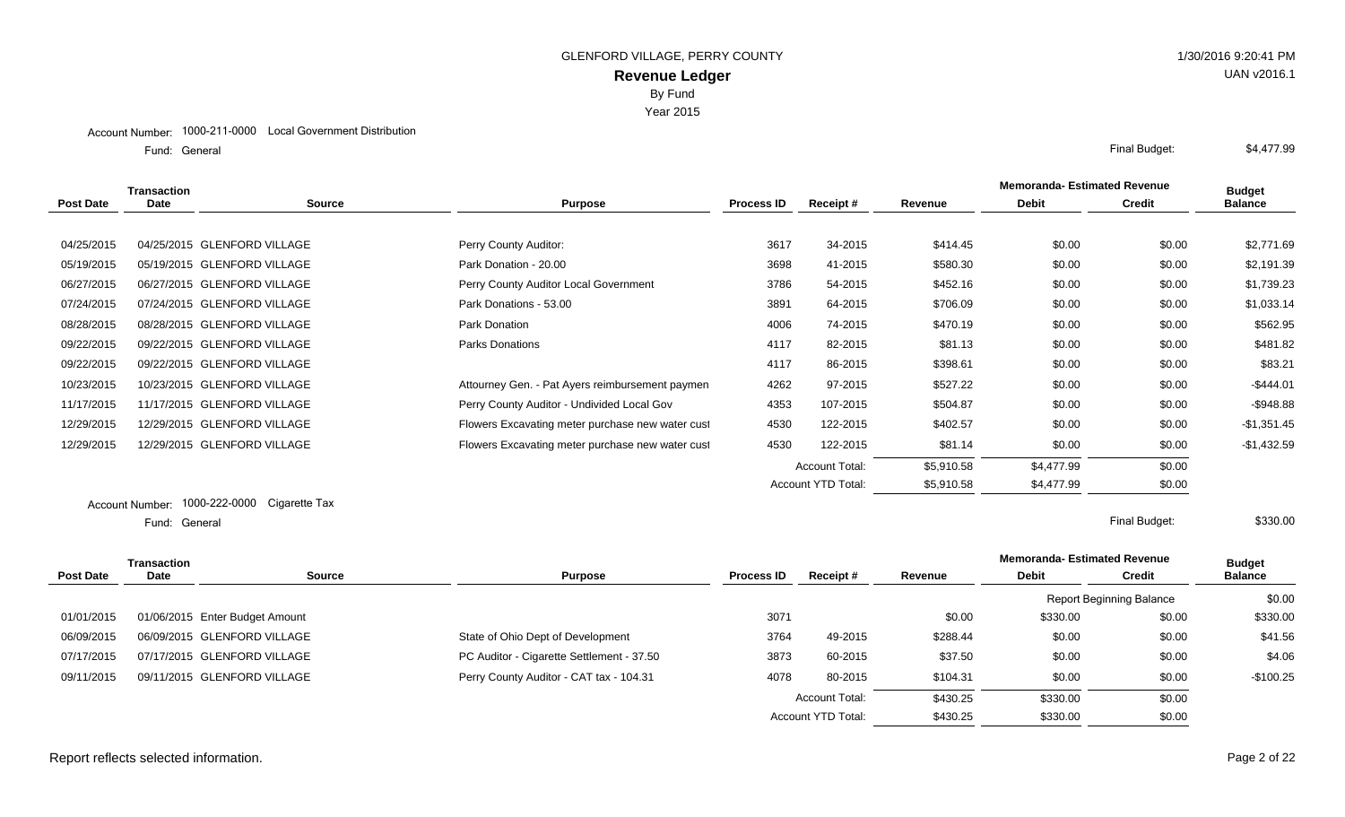GLENFORD VILLAGE, PERRY COUNTY

**Revenue Ledger**

By Fund

Year 2015

1/30/2016 9:20:41 PM

UAN v2016.1

Account Number: 1000-211-0000 Local Government Distribution

Fund: General

Final Budget: $4,477.99

| Post Date | Transaction Date | Source | Purpose | Process ID | Receipt # | Revenue | Memoranda- Estimated Revenue Debit | Memoranda- Estimated Revenue Credit | Budget Balance |
|---|---|---|---|---|---|---|---|---|---|
| 04/25/2015 | 04/25/2015 | GLENFORD VILLAGE | Perry County Auditor: | 3617 | 34-2015 | $414.45 | $0.00 | $0.00 | $2,771.69 |
| 05/19/2015 | 05/19/2015 | GLENFORD VILLAGE | Park Donation - 20.00 | 3698 | 41-2015 | $580.30 | $0.00 | $0.00 | $2,191.39 |
| 06/27/2015 | 06/27/2015 | GLENFORD VILLAGE | Perry County Auditor Local Government | 3786 | 54-2015 | $452.16 | $0.00 | $0.00 | $1,739.23 |
| 07/24/2015 | 07/24/2015 | GLENFORD VILLAGE | Park Donations - 53.00 | 3891 | 64-2015 | $706.09 | $0.00 | $0.00 | $1,033.14 |
| 08/28/2015 | 08/28/2015 | GLENFORD VILLAGE | Park Donation | 4006 | 74-2015 | $470.19 | $0.00 | $0.00 | $562.95 |
| 09/22/2015 | 09/22/2015 | GLENFORD VILLAGE | Parks Donations | 4117 | 82-2015 | $81.13 | $0.00 | $0.00 | $481.82 |
| 09/22/2015 | 09/22/2015 | GLENFORD VILLAGE | | 4117 | 86-2015 | $398.61 | $0.00 | $0.00 | $83.21 |
| 10/23/2015 | 10/23/2015 | GLENFORD VILLAGE | Attourney Gen. - Pat Ayers reimbursement paymen | 4262 | 97-2015 | $527.22 | $0.00 | $0.00 | -$444.01 |
| 11/17/2015 | 11/17/2015 | GLENFORD VILLAGE | Perry County Auditor - Undivided Local Gov | 4353 | 107-2015 | $504.87 | $0.00 | $0.00 | -$948.88 |
| 12/29/2015 | 12/29/2015 | GLENFORD VILLAGE | Flowers Excavating meter purchase new water cust | 4530 | 122-2015 | $402.57 | $0.00 | $0.00 | -$1,351.45 |
| 12/29/2015 | 12/29/2015 | GLENFORD VILLAGE | Flowers Excavating meter purchase new water cust | 4530 | 122-2015 | $81.14 | $0.00 | $0.00 | -$1,432.59 |
| | | | | | Account Total: | $5,910.58 | $4,477.99 | $0.00 | |
| | | | | | Account YTD Total: | $5,910.58 | $4,477.99 | $0.00 | |

Account Number: 1000-222-0000 Cigarette Tax

Fund: General

Final Budget: $330.00

| Post Date | Transaction Date | Source | Purpose | Process ID | Receipt # | Revenue | Memoranda- Estimated Revenue Debit | Memoranda- Estimated Revenue Credit | Budget Balance |
|---|---|---|---|---|---|---|---|---|---|
| | | | | | | | Report Beginning Balance | | $0.00 |
| 01/01/2015 | 01/06/2015 | Enter Budget Amount | | 3071 | | $0.00 | $330.00 | $0.00 | $330.00 |
| 06/09/2015 | 06/09/2015 | GLENFORD VILLAGE | State of Ohio Dept of Development | 3764 | 49-2015 | $288.44 | $0.00 | $0.00 | $41.56 |
| 07/17/2015 | 07/17/2015 | GLENFORD VILLAGE | PC Auditor - Cigarette Settlement - 37.50 | 3873 | 60-2015 | $37.50 | $0.00 | $0.00 | $4.06 |
| 09/11/2015 | 09/11/2015 | GLENFORD VILLAGE | Perry County Auditor - CAT tax - 104.31 | 4078 | 80-2015 | $104.31 | $0.00 | $0.00 | -$100.25 |
| | | | | | Account Total: | $430.25 | $330.00 | $0.00 | |
| | | | | | Account YTD Total: | $430.25 | $330.00 | $0.00 | |

Report reflects selected information.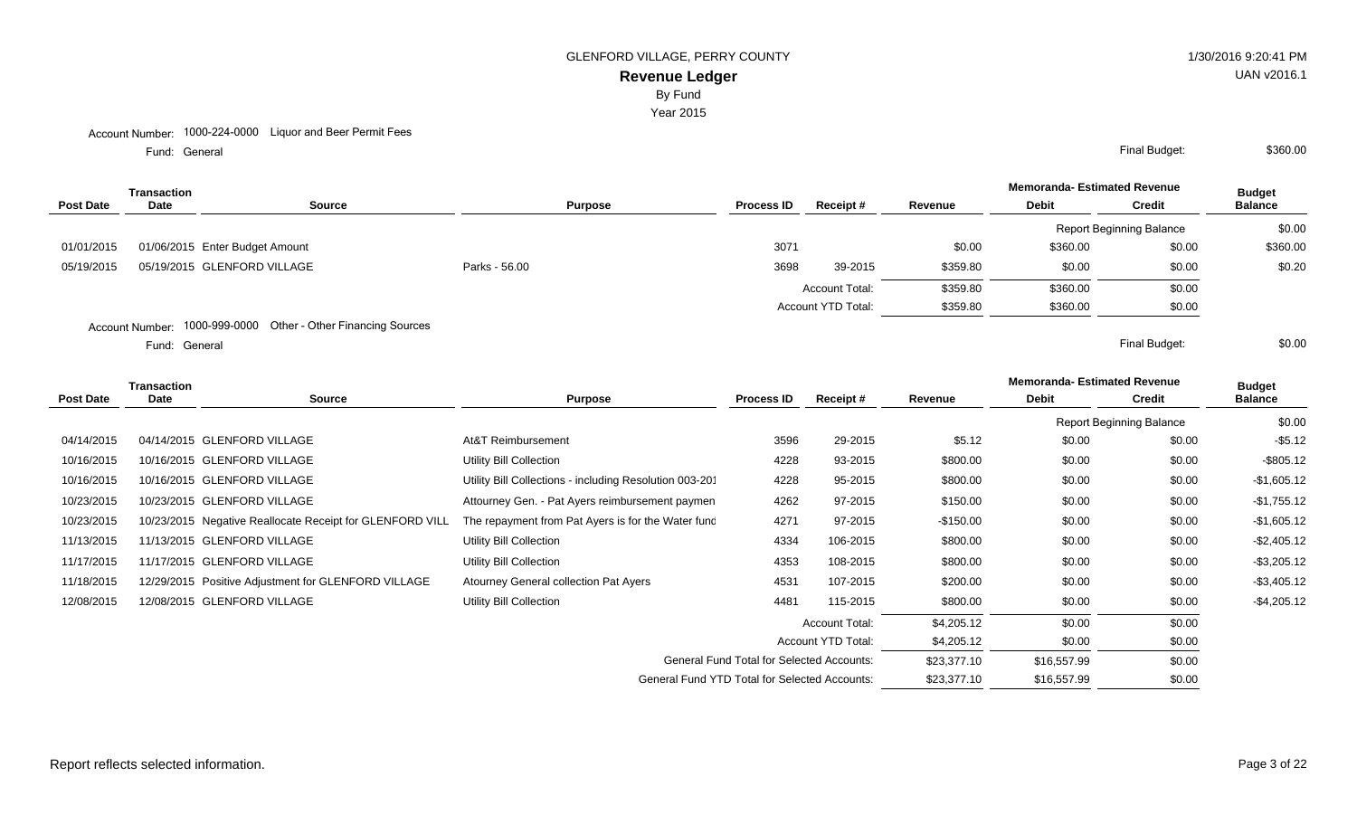GLENFORD VILLAGE, PERRY COUNTY

**Revenue Ledger**

By Fund

Year 2015

Account Number: 1000-224-0000 Liquor and Beer Permit Fees

Fund: General

Final Budget: $360.00

| Post Date | Transaction Date | Source | Purpose | Process ID | Receipt # | Revenue | Memoranda- Estimated Revenue Debit | Memoranda- Estimated Revenue Credit | Budget Balance |
|---|---|---|---|---|---|---|---|---|---|
| | | | | | | | Report Beginning Balance | | $0.00 |
| 01/01/2015 | 01/06/2015 | Enter Budget Amount | | 3071 | | $0.00 | $360.00 | $0.00 | $360.00 |
| 05/19/2015 | 05/19/2015 | GLENFORD VILLAGE | Parks - 56.00 | 3698 | 39-2015 | $359.80 | $0.00 | $0.00 | $0.20 |
| | | | | | Account Total: | $359.80 | $360.00 | $0.00 | |
| | | | | | Account YTD Total: | $359.80 | $360.00 | $0.00 | |

Account Number: 1000-999-0000 Other - Other Financing Sources

Fund: General

Final Budget: $0.00

| Post Date | Transaction Date | Source | Purpose | Process ID | Receipt # | Revenue | Memoranda- Estimated Revenue Debit | Memoranda- Estimated Revenue Credit | Budget Balance |
|---|---|---|---|---|---|---|---|---|---|
| | | | | | | | Report Beginning Balance | | $0.00 |
| 04/14/2015 | 04/14/2015 | GLENFORD VILLAGE | At&T Reimbursement | 3596 | 29-2015 | $5.12 | $0.00 | $0.00 | -$5.12 |
| 10/16/2015 | 10/16/2015 | GLENFORD VILLAGE | Utility Bill Collection | 4228 | 93-2015 | $800.00 | $0.00 | $0.00 | -$805.12 |
| 10/16/2015 | 10/16/2015 | GLENFORD VILLAGE | Utility Bill Collections - including Resolution 003-201 | 4228 | 95-2015 | $800.00 | $0.00 | $0.00 | -$1,605.12 |
| 10/23/2015 | 10/23/2015 | GLENFORD VILLAGE | Attourney Gen. - Pat Ayers reimbursement paymen | 4262 | 97-2015 | $150.00 | $0.00 | $0.00 | -$1,755.12 |
| 10/23/2015 | 10/23/2015 | Negative Reallocate Receipt for GLENFORD VILL | The repayment from Pat Ayers is for the Water fund | 4271 | 97-2015 | -$150.00 | $0.00 | $0.00 | -$1,605.12 |
| 11/13/2015 | 11/13/2015 | GLENFORD VILLAGE | Utility Bill Collection | 4334 | 106-2015 | $800.00 | $0.00 | $0.00 | -$2,405.12 |
| 11/17/2015 | 11/17/2015 | GLENFORD VILLAGE | Utility Bill Collection | 4353 | 108-2015 | $800.00 | $0.00 | $0.00 | -$3,205.12 |
| 11/18/2015 | 12/29/2015 | Positive Adjustment for GLENFORD VILLAGE | Atourney General collection Pat Ayers | 4531 | 107-2015 | $200.00 | $0.00 | $0.00 | -$3,405.12 |
| 12/08/2015 | 12/08/2015 | GLENFORD VILLAGE | Utility Bill Collection | 4481 | 115-2015 | $800.00 | $0.00 | $0.00 | -$4,205.12 |
| | | | | | Account Total: | $4,205.12 | $0.00 | $0.00 | |
| | | | | | Account YTD Total: | $4,205.12 | $0.00 | $0.00 | |
| | | | General Fund Total for Selected Accounts: | | | $23,377.10 | $16,557.99 | $0.00 | |
| | | | General Fund YTD Total for Selected Accounts: | | | $23,377.10 | $16,557.99 | $0.00 | |

Report reflects selected information.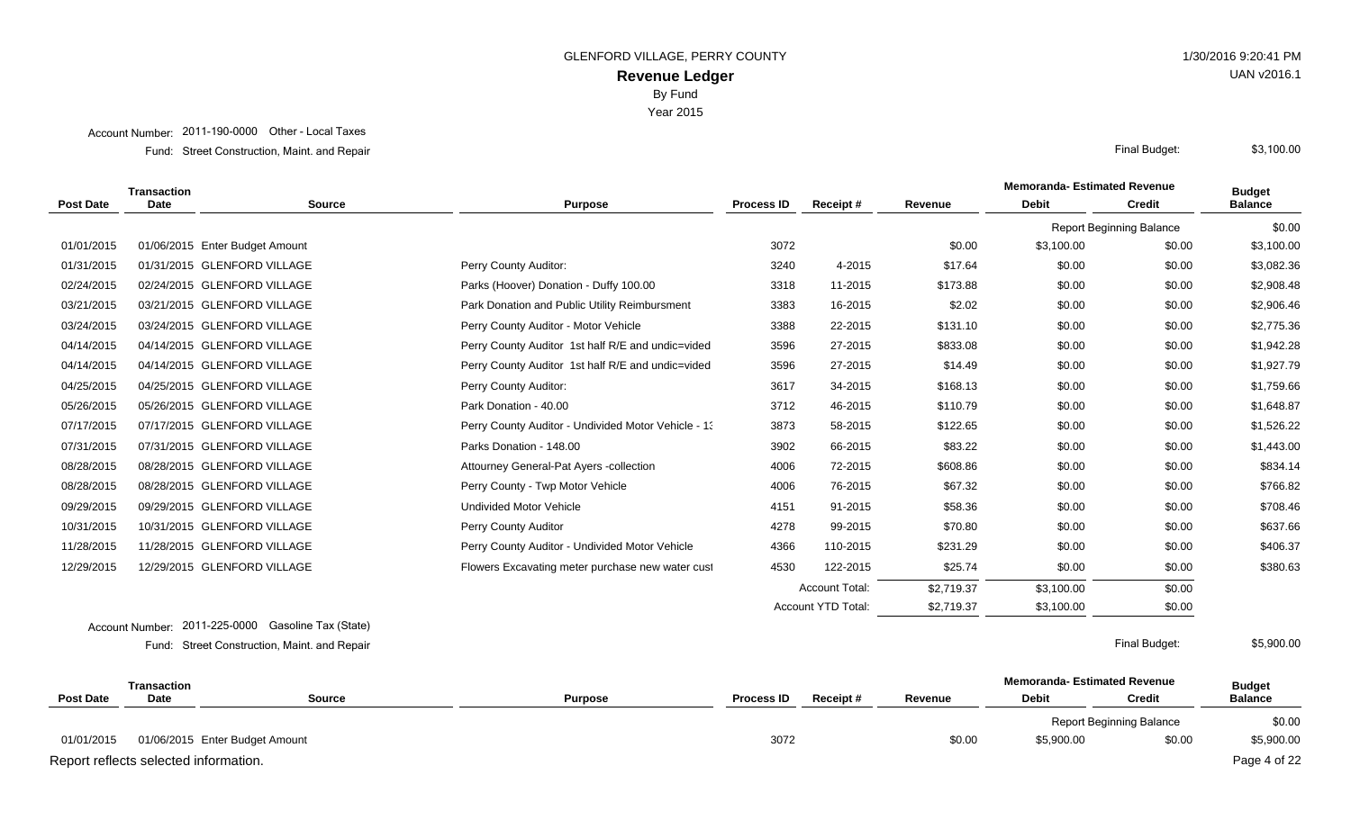GLENFORD VILLAGE, PERRY COUNTY

**Revenue Ledger**

By Fund

Year 2015

1/30/2016 9:20:41 PM

UAN v2016.1

Account Number: 2011-190-0000 Other - Local Taxes

Fund: Street Construction, Maint. and Repair

Final Budget: $3,100.00

| Post Date | Transaction Date | Source | Purpose | Process ID | Receipt # | Revenue | Memoranda- Estimated Revenue Debit | Memoranda- Estimated Revenue Credit | Budget Balance |
|---|---|---|---|---|---|---|---|---|---|
| | | | | | | | Report Beginning Balance | | $0.00 |
| 01/01/2015 | 01/06/2015 | Enter Budget Amount | | 3072 | | $0.00 | $3,100.00 | $0.00 | $3,100.00 |
| 01/31/2015 | 01/31/2015 | GLENFORD VILLAGE | Perry County Auditor: | 3240 | 4-2015 | $17.64 | $0.00 | $0.00 | $3,082.36 |
| 02/24/2015 | 02/24/2015 | GLENFORD VILLAGE | Parks (Hoover) Donation - Duffy 100.00 | 3318 | 11-2015 | $173.88 | $0.00 | $0.00 | $2,908.48 |
| 03/21/2015 | 03/21/2015 | GLENFORD VILLAGE | Park Donation and Public Utility Reimbursment | 3383 | 16-2015 | $2.02 | $0.00 | $0.00 | $2,906.46 |
| 03/24/2015 | 03/24/2015 | GLENFORD VILLAGE | Perry County Auditor - Motor Vehicle | 3388 | 22-2015 | $131.10 | $0.00 | $0.00 | $2,775.36 |
| 04/14/2015 | 04/14/2015 | GLENFORD VILLAGE | Perry County Auditor 1st half R/E and undic=vided | 3596 | 27-2015 | $833.08 | $0.00 | $0.00 | $1,942.28 |
| 04/14/2015 | 04/14/2015 | GLENFORD VILLAGE | Perry County Auditor 1st half R/E and undic=vided | 3596 | 27-2015 | $14.49 | $0.00 | $0.00 | $1,927.79 |
| 04/25/2015 | 04/25/2015 | GLENFORD VILLAGE | Perry County Auditor: | 3617 | 34-2015 | $168.13 | $0.00 | $0.00 | $1,759.66 |
| 05/26/2015 | 05/26/2015 | GLENFORD VILLAGE | Park Donation - 40.00 | 3712 | 46-2015 | $110.79 | $0.00 | $0.00 | $1,648.87 |
| 07/17/2015 | 07/17/2015 | GLENFORD VILLAGE | Perry County Auditor - Undivided Motor Vehicle - 13 | 3873 | 58-2015 | $122.65 | $0.00 | $0.00 | $1,526.22 |
| 07/31/2015 | 07/31/2015 | GLENFORD VILLAGE | Parks Donation - 148.00 | 3902 | 66-2015 | $83.22 | $0.00 | $0.00 | $1,443.00 |
| 08/28/2015 | 08/28/2015 | GLENFORD VILLAGE | Attourney General-Pat Ayers -collection | 4006 | 72-2015 | $608.86 | $0.00 | $0.00 | $834.14 |
| 08/28/2015 | 08/28/2015 | GLENFORD VILLAGE | Perry County - Twp Motor Vehicle | 4006 | 76-2015 | $67.32 | $0.00 | $0.00 | $766.82 |
| 09/29/2015 | 09/29/2015 | GLENFORD VILLAGE | Undivided Motor Vehicle | 4151 | 91-2015 | $58.36 | $0.00 | $0.00 | $708.46 |
| 10/31/2015 | 10/31/2015 | GLENFORD VILLAGE | Perry County Auditor | 4278 | 99-2015 | $70.80 | $0.00 | $0.00 | $637.66 |
| 11/28/2015 | 11/28/2015 | GLENFORD VILLAGE | Perry County Auditor - Undivided Motor Vehicle | 4366 | 110-2015 | $231.29 | $0.00 | $0.00 | $406.37 |
| 12/29/2015 | 12/29/2015 | GLENFORD VILLAGE | Flowers Excavating meter purchase new water cust | 4530 | 122-2015 | $25.74 | $0.00 | $0.00 | $380.63 |
| | | | | | Account Total: | $2,719.37 | $3,100.00 | $0.00 | |
| | | | | | Account YTD Total: | $2,719.37 | $3,100.00 | $0.00 | |

Account Number: 2011-225-0000 Gasoline Tax (State)

Fund: Street Construction, Maint. and Repair

Final Budget: $5,900.00

| Post Date | Transaction Date | Source | Purpose | Process ID | Receipt # | Revenue | Memoranda- Estimated Revenue Debit | Memoranda- Estimated Revenue Credit | Budget Balance |
|---|---|---|---|---|---|---|---|---|---|
| | | | | | | | Report Beginning Balance | | $0.00 |
| 01/01/2015 | 01/06/2015 | Enter Budget Amount | | 3072 | | $0.00 | $5,900.00 | $0.00 | $5,900.00 |

Report reflects selected information.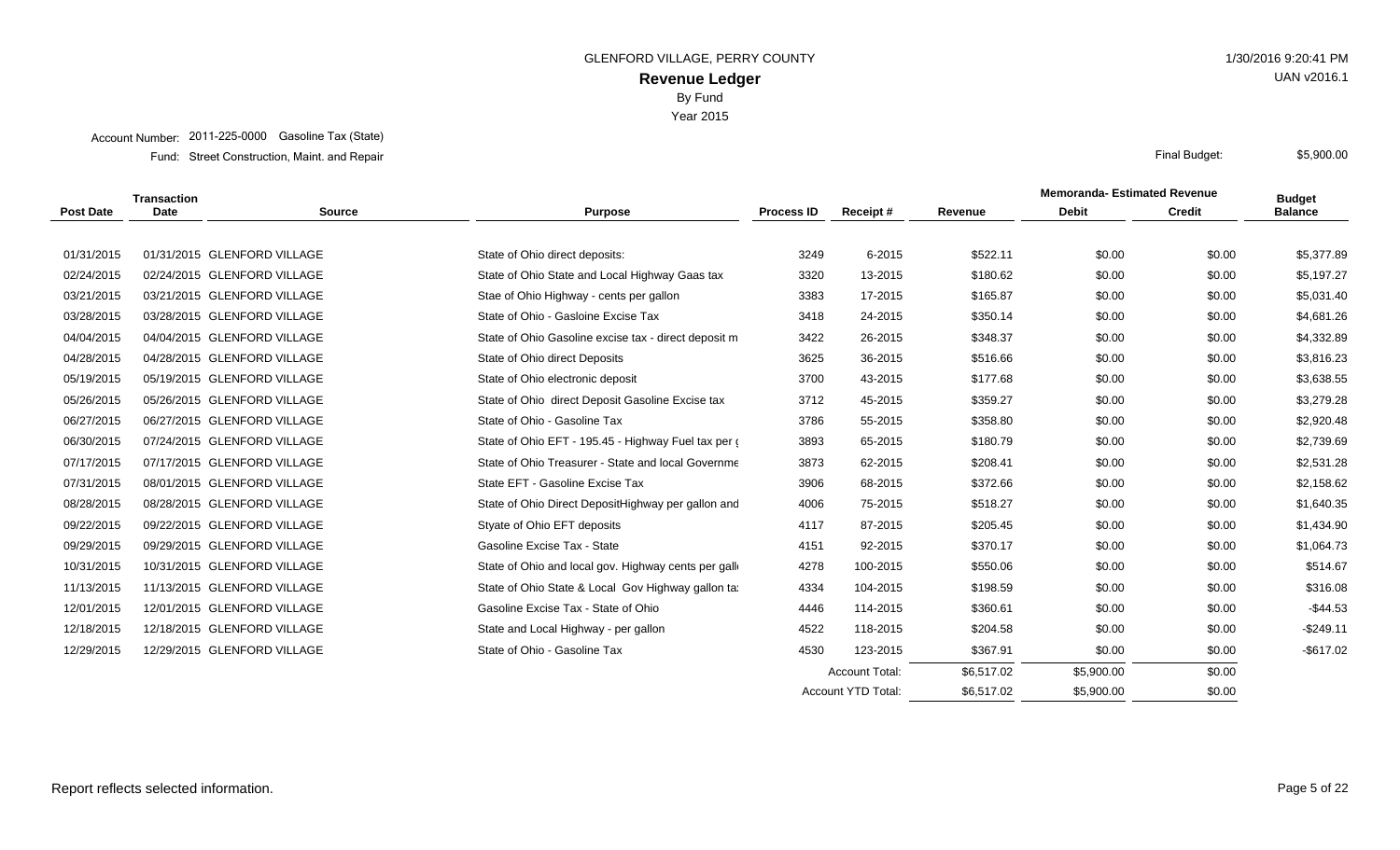GLENFORD VILLAGE, PERRY COUNTY

1/30/2016 9:20:41 PM

# Revenue Ledger

UAN v2016.1

By Fund

Year 2015

Account Number: 2011-225-0000 Gasoline Tax (State)

Fund: Street Construction, Maint. and Repair

Final Budget: $5,900.00

| Post Date | Transaction Date | Source | Purpose | Process ID | Receipt # | Revenue | Memoranda- Estimated Revenue Debit | Memoranda- Estimated Revenue Credit | Budget Balance |
|---|---|---|---|---|---|---|---|---|---|
| 01/31/2015 | 01/31/2015 | GLENFORD VILLAGE | State of Ohio direct deposits: | 3249 | 6-2015 | $522.11 | $0.00 | $0.00 | $5,377.89 |
| 02/24/2015 | 02/24/2015 | GLENFORD VILLAGE | State of Ohio State and Local Highway Gaas tax | 3320 | 13-2015 | $180.62 | $0.00 | $0.00 | $5,197.27 |
| 03/21/2015 | 03/21/2015 | GLENFORD VILLAGE | Stae of Ohio Highway - cents per gallon | 3383 | 17-2015 | $165.87 | $0.00 | $0.00 | $5,031.40 |
| 03/28/2015 | 03/28/2015 | GLENFORD VILLAGE | State of Ohio - Gasloine Excise Tax | 3418 | 24-2015 | $350.14 | $0.00 | $0.00 | $4,681.26 |
| 04/04/2015 | 04/04/2015 | GLENFORD VILLAGE | State of Ohio Gasoline excise tax - direct deposit m | 3422 | 26-2015 | $348.37 | $0.00 | $0.00 | $4,332.89 |
| 04/28/2015 | 04/28/2015 | GLENFORD VILLAGE | State of Ohio direct Deposits | 3625 | 36-2015 | $516.66 | $0.00 | $0.00 | $3,816.23 |
| 05/19/2015 | 05/19/2015 | GLENFORD VILLAGE | State of Ohio electronic deposit | 3700 | 43-2015 | $177.68 | $0.00 | $0.00 | $3,638.55 |
| 05/26/2015 | 05/26/2015 | GLENFORD VILLAGE | State of Ohio direct Deposit Gasoline Excise tax | 3712 | 45-2015 | $359.27 | $0.00 | $0.00 | $3,279.28 |
| 06/27/2015 | 06/27/2015 | GLENFORD VILLAGE | State of Ohio - Gasoline Tax | 3786 | 55-2015 | $358.80 | $0.00 | $0.00 | $2,920.48 |
| 06/30/2015 | 07/24/2015 | GLENFORD VILLAGE | State of Ohio EFT - 195.45 - Highway Fuel tax per ( | 3893 | 65-2015 | $180.79 | $0.00 | $0.00 | $2,739.69 |
| 07/17/2015 | 07/17/2015 | GLENFORD VILLAGE | State of Ohio Treasurer - State and local Governme | 3873 | 62-2015 | $208.41 | $0.00 | $0.00 | $2,531.28 |
| 07/31/2015 | 08/01/2015 | GLENFORD VILLAGE | State EFT - Gasoline Excise Tax | 3906 | 68-2015 | $372.66 | $0.00 | $0.00 | $2,158.62 |
| 08/28/2015 | 08/28/2015 | GLENFORD VILLAGE | State of Ohio Direct DepositHighway per gallon and | 4006 | 75-2015 | $518.27 | $0.00 | $0.00 | $1,640.35 |
| 09/22/2015 | 09/22/2015 | GLENFORD VILLAGE | Styate of Ohio EFT deposits | 4117 | 87-2015 | $205.45 | $0.00 | $0.00 | $1,434.90 |
| 09/29/2015 | 09/29/2015 | GLENFORD VILLAGE | Gasoline Excise Tax - State | 4151 | 92-2015 | $370.17 | $0.00 | $0.00 | $1,064.73 |
| 10/31/2015 | 10/31/2015 | GLENFORD VILLAGE | State of Ohio and local gov. Highway cents per gall | 4278 | 100-2015 | $550.06 | $0.00 | $0.00 | $514.67 |
| 11/13/2015 | 11/13/2015 | GLENFORD VILLAGE | State of Ohio State & Local Gov Highway gallon ta | 4334 | 104-2015 | $198.59 | $0.00 | $0.00 | $316.08 |
| 12/01/2015 | 12/01/2015 | GLENFORD VILLAGE | Gasoline Excise Tax - State of Ohio | 4446 | 114-2015 | $360.61 | $0.00 | $0.00 | -$44.53 |
| 12/18/2015 | 12/18/2015 | GLENFORD VILLAGE | State and Local Highway - per gallon | 4522 | 118-2015 | $204.58 | $0.00 | $0.00 | -$249.11 |
| 12/29/2015 | 12/29/2015 | GLENFORD VILLAGE | State of Ohio - Gasoline Tax | 4530 | 123-2015 | $367.91 | $0.00 | $0.00 | -$617.02 |
| | | | | | Account Total: | $6,517.02 | $5,900.00 | $0.00 | |
| | | | | | Account YTD Total: | $6,517.02 | $5,900.00 | $0.00 | |

Report reflects selected information.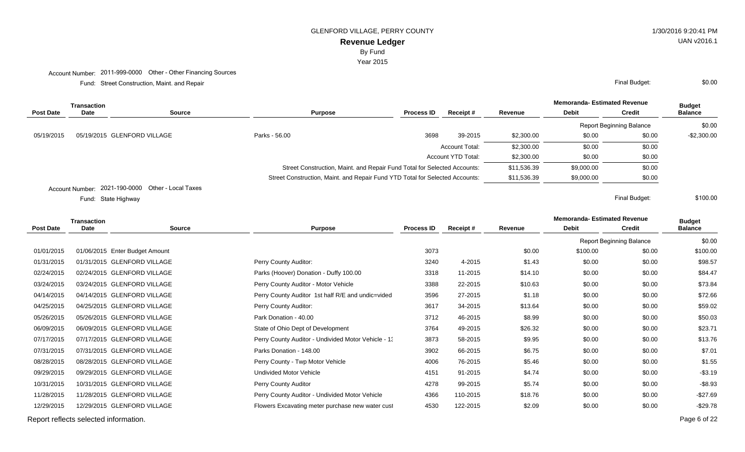GLENFORD VILLAGE, PERRY COUNTY

**Revenue Ledger**

By Fund

Year 2015

Account Number: 2011-999-0000 Other - Other Financing Sources

Fund: Street Construction, Maint. and Repair

Final Budget: $0.00

| Post Date | Transaction Date | Source | Purpose | Process ID | Receipt # | Revenue | Memoranda- Estimated Revenue Debit | Memoranda- Estimated Revenue Credit | Budget Balance |
|---|---|---|---|---|---|---|---|---|---|
| | | | | | | | Report Beginning Balance | | $0.00 |
| 05/19/2015 | 05/19/2015 | GLENFORD VILLAGE | Parks - 56.00 | 3698 | 39-2015 | $2,300.00 | $0.00 | $0.00 | -$2,300.00 |
| | | | | | Account Total: | $2,300.00 | $0.00 | $0.00 | |
| | | | | | Account YTD Total: | $2,300.00 | $0.00 | $0.00 | |
| | | | Street Construction, Maint. and Repair Fund Total for Selected Accounts: | | | $11,536.39 | $9,000.00 | $0.00 | |
| | | | Street Construction, Maint. and Repair Fund YTD Total for Selected Accounts: | | | $11,536.39 | $9,000.00 | $0.00 | |

Account Number: 2021-190-0000 Other - Local Taxes

Fund: State Highway

Final Budget: $100.00

| Post Date | Transaction Date | Source | Purpose | Process ID | Receipt # | Revenue | Memoranda- Estimated Revenue Debit | Memoranda- Estimated Revenue Credit | Budget Balance |
|---|---|---|---|---|---|---|---|---|---|
| | | | | | | | Report Beginning Balance | | $0.00 |
| 01/01/2015 | 01/06/2015 | Enter Budget Amount | | 3073 | | $0.00 | $100.00 | $0.00 | $100.00 |
| 01/31/2015 | 01/31/2015 | GLENFORD VILLAGE | Perry County Auditor: | 3240 | 4-2015 | $1.43 | $0.00 | $0.00 | $98.57 |
| 02/24/2015 | 02/24/2015 | GLENFORD VILLAGE | Parks (Hoover) Donation - Duffy 100.00 | 3318 | 11-2015 | $14.10 | $0.00 | $0.00 | $84.47 |
| 03/24/2015 | 03/24/2015 | GLENFORD VILLAGE | Perry County Auditor - Motor Vehicle | 3388 | 22-2015 | $10.63 | $0.00 | $0.00 | $73.84 |
| 04/14/2015 | 04/14/2015 | GLENFORD VILLAGE | Perry County Auditor 1st half R/E and undic=vided | 3596 | 27-2015 | $1.18 | $0.00 | $0.00 | $72.66 |
| 04/25/2015 | 04/25/2015 | GLENFORD VILLAGE | Perry County Auditor: | 3617 | 34-2015 | $13.64 | $0.00 | $0.00 | $59.02 |
| 05/26/2015 | 05/26/2015 | GLENFORD VILLAGE | Park Donation - 40.00 | 3712 | 46-2015 | $8.99 | $0.00 | $0.00 | $50.03 |
| 06/09/2015 | 06/09/2015 | GLENFORD VILLAGE | State of Ohio Dept of Development | 3764 | 49-2015 | $26.32 | $0.00 | $0.00 | $23.71 |
| 07/17/2015 | 07/17/2015 | GLENFORD VILLAGE | Perry County Auditor - Undivided Motor Vehicle - 1: | 3873 | 58-2015 | $9.95 | $0.00 | $0.00 | $13.76 |
| 07/31/2015 | 07/31/2015 | GLENFORD VILLAGE | Parks Donation - 148.00 | 3902 | 66-2015 | $6.75 | $0.00 | $0.00 | $7.01 |
| 08/28/2015 | 08/28/2015 | GLENFORD VILLAGE | Perry County - Twp Motor Vehicle | 4006 | 76-2015 | $5.46 | $0.00 | $0.00 | $1.55 |
| 09/29/2015 | 09/29/2015 | GLENFORD VILLAGE | Undivided Motor Vehicle | 4151 | 91-2015 | $4.74 | $0.00 | $0.00 | -$3.19 |
| 10/31/2015 | 10/31/2015 | GLENFORD VILLAGE | Perry County Auditor | 4278 | 99-2015 | $5.74 | $0.00 | $0.00 | -$8.93 |
| 11/28/2015 | 11/28/2015 | GLENFORD VILLAGE | Perry County Auditor - Undivided Motor Vehicle | 4366 | 110-2015 | $18.76 | $0.00 | $0.00 | -$27.69 |
| 12/29/2015 | 12/29/2015 | GLENFORD VILLAGE | Flowers Excavating meter purchase new water cust | 4530 | 122-2015 | $2.09 | $0.00 | $0.00 | -$29.78 |

Report reflects selected information.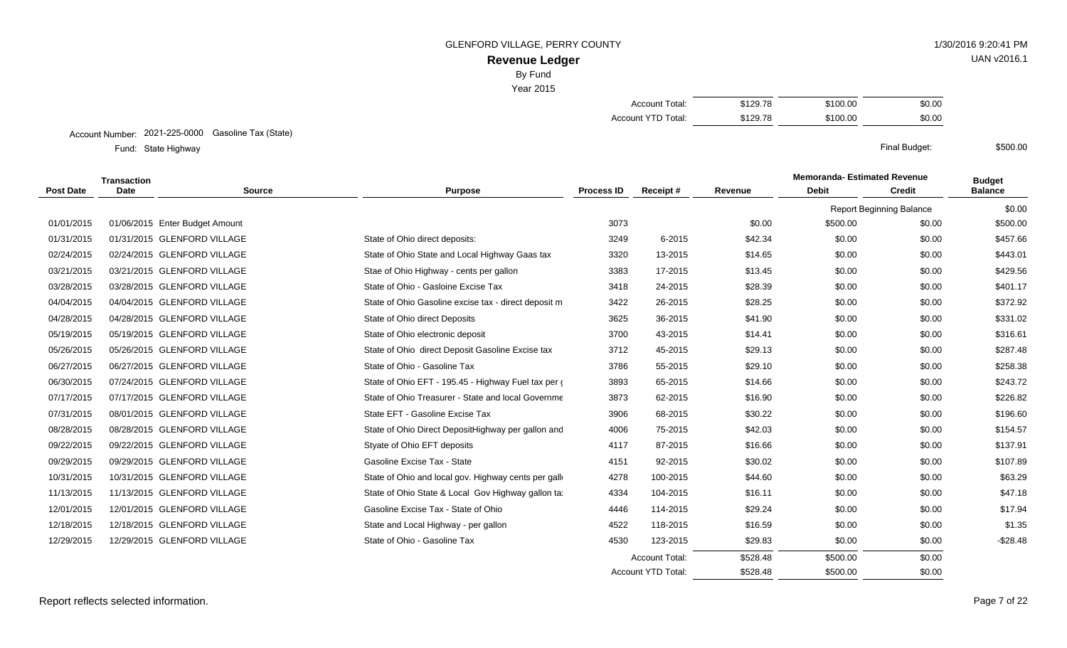GLENFORD VILLAGE, PERRY COUNTY

1/30/2016 9:20:41 PM

UAN v2016.1

# Revenue Ledger

By Fund

Year 2015

| | Revenue | Debit | Credit |
|---|---|---|---|
| Account Total: | $129.78 | $100.00 | $0.00 |
| Account YTD Total: | $129.78 | $100.00 | $0.00 |

Account Number: 2021-225-0000 Gasoline Tax (State)

Fund: State Highway

Final Budget: $500.00

| Post Date | Transaction Date | Source | Purpose | Process ID | Receipt # | Revenue | Memoranda- Estimated Revenue Debit | Memoranda- Estimated Revenue Credit | Budget Balance |
|---|---|---|---|---|---|---|---|---|---|
| | | | | | | | Report Beginning Balance | | $0.00 |
| 01/01/2015 | 01/06/2015 | Enter Budget Amount | | 3073 | | $0.00 | $500.00 | $0.00 | $500.00 |
| 01/31/2015 | 01/31/2015 | GLENFORD VILLAGE | State of Ohio direct deposits: | 3249 | 6-2015 | $42.34 | $0.00 | $0.00 | $457.66 |
| 02/24/2015 | 02/24/2015 | GLENFORD VILLAGE | State of Ohio State and Local Highway Gaas tax | 3320 | 13-2015 | $14.65 | $0.00 | $0.00 | $443.01 |
| 03/21/2015 | 03/21/2015 | GLENFORD VILLAGE | Stae of Ohio Highway - cents per gallon | 3383 | 17-2015 | $13.45 | $0.00 | $0.00 | $429.56 |
| 03/28/2015 | 03/28/2015 | GLENFORD VILLAGE | State of Ohio - Gasloine Excise Tax | 3418 | 24-2015 | $28.39 | $0.00 | $0.00 | $401.17 |
| 04/04/2015 | 04/04/2015 | GLENFORD VILLAGE | State of Ohio Gasoline excise tax - direct deposit m | 3422 | 26-2015 | $28.25 | $0.00 | $0.00 | $372.92 |
| 04/28/2015 | 04/28/2015 | GLENFORD VILLAGE | State of Ohio direct Deposits | 3625 | 36-2015 | $41.90 | $0.00 | $0.00 | $331.02 |
| 05/19/2015 | 05/19/2015 | GLENFORD VILLAGE | State of Ohio electronic deposit | 3700 | 43-2015 | $14.41 | $0.00 | $0.00 | $316.61 |
| 05/26/2015 | 05/26/2015 | GLENFORD VILLAGE | State of Ohio direct Deposit Gasoline Excise tax | 3712 | 45-2015 | $29.13 | $0.00 | $0.00 | $287.48 |
| 06/27/2015 | 06/27/2015 | GLENFORD VILLAGE | State of Ohio - Gasoline Tax | 3786 | 55-2015 | $29.10 | $0.00 | $0.00 | $258.38 |
| 06/30/2015 | 07/24/2015 | GLENFORD VILLAGE | State of Ohio EFT - 195.45 - Highway Fuel tax per ( | 3893 | 65-2015 | $14.66 | $0.00 | $0.00 | $243.72 |
| 07/17/2015 | 07/17/2015 | GLENFORD VILLAGE | State of Ohio Treasurer - State and local Governme | 3873 | 62-2015 | $16.90 | $0.00 | $0.00 | $226.82 |
| 07/31/2015 | 08/01/2015 | GLENFORD VILLAGE | State EFT - Gasoline Excise Tax | 3906 | 68-2015 | $30.22 | $0.00 | $0.00 | $196.60 |
| 08/28/2015 | 08/28/2015 | GLENFORD VILLAGE | State of Ohio Direct DepositHighway per gallon and | 4006 | 75-2015 | $42.03 | $0.00 | $0.00 | $154.57 |
| 09/22/2015 | 09/22/2015 | GLENFORD VILLAGE | Styate of Ohio EFT deposits | 4117 | 87-2015 | $16.66 | $0.00 | $0.00 | $137.91 |
| 09/29/2015 | 09/29/2015 | GLENFORD VILLAGE | Gasoline Excise Tax - State | 4151 | 92-2015 | $30.02 | $0.00 | $0.00 | $107.89 |
| 10/31/2015 | 10/31/2015 | GLENFORD VILLAGE | State of Ohio and local gov. Highway cents per gall | 4278 | 100-2015 | $44.60 | $0.00 | $0.00 | $63.29 |
| 11/13/2015 | 11/13/2015 | GLENFORD VILLAGE | State of Ohio State & Local Gov Highway gallon ta | 4334 | 104-2015 | $16.11 | $0.00 | $0.00 | $47.18 |
| 12/01/2015 | 12/01/2015 | GLENFORD VILLAGE | Gasoline Excise Tax - State of Ohio | 4446 | 114-2015 | $29.24 | $0.00 | $0.00 | $17.94 |
| 12/18/2015 | 12/18/2015 | GLENFORD VILLAGE | State and Local Highway - per gallon | 4522 | 118-2015 | $16.59 | $0.00 | $0.00 | $1.35 |
| 12/29/2015 | 12/29/2015 | GLENFORD VILLAGE | State of Ohio - Gasoline Tax | 4530 | 123-2015 | $29.83 | $0.00 | $0.00 | -$28.48 |
| | | | | | Account Total: | $528.48 | $500.00 | $0.00 | |
| | | | | | Account YTD Total: | $528.48 | $500.00 | $0.00 | |

Report reflects selected information.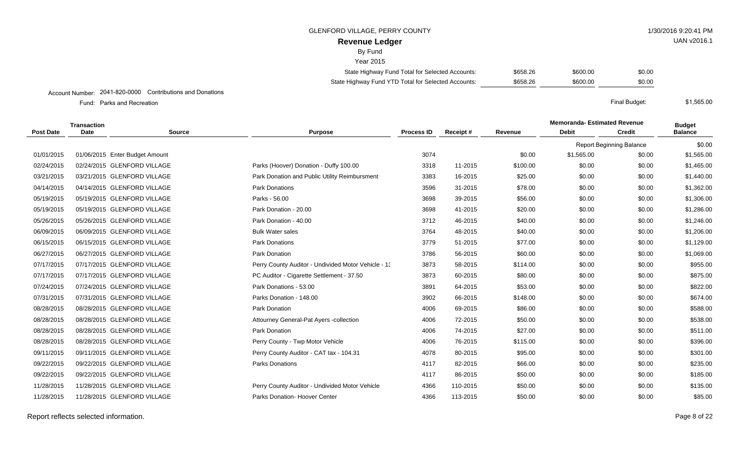GLENFORD VILLAGE, PERRY COUNTY

1/30/2016 9:20:41 PM

UAN v2016.1

# Revenue Ledger

By Fund

Year 2015

| | | | |
|---|---|---|---|
| State Highway Fund Total for Selected Accounts: | $658.26 | $600.00 | $0.00 |
| State Highway Fund YTD Total for Selected Accounts: | $658.26 | $600.00 | $0.00 |

Account Number: 2041-820-0000 Contributions and Donations

Fund: Parks and Recreation

Final Budget: $1,565.00

| Post Date | Transaction Date | Source | Purpose | Process ID | Receipt # | Revenue | Memoranda- Estimated Revenue Debit | Memoranda- Estimated Revenue Credit | Budget Balance |
|---|---|---|---|---|---|---|---|---|---|
| | | | | | | | Report Beginning Balance | | $0.00 |
| 01/01/2015 | 01/06/2015 | Enter Budget Amount | | 3074 | | $0.00 | $1,565.00 | $0.00 | $1,565.00 |
| 02/24/2015 | 02/24/2015 | GLENFORD VILLAGE | Parks (Hoover) Donation - Duffy 100.00 | 3318 | 11-2015 | $100.00 | $0.00 | $0.00 | $1,465.00 |
| 03/21/2015 | 03/21/2015 | GLENFORD VILLAGE | Park Donation and Public Utility Reimbursment | 3383 | 16-2015 | $25.00 | $0.00 | $0.00 | $1,440.00 |
| 04/14/2015 | 04/14/2015 | GLENFORD VILLAGE | Park Donations | 3596 | 31-2015 | $78.00 | $0.00 | $0.00 | $1,362.00 |
| 05/19/2015 | 05/19/2015 | GLENFORD VILLAGE | Parks - 56.00 | 3698 | 39-2015 | $56.00 | $0.00 | $0.00 | $1,306.00 |
| 05/19/2015 | 05/19/2015 | GLENFORD VILLAGE | Park Donation - 20.00 | 3698 | 41-2015 | $20.00 | $0.00 | $0.00 | $1,286.00 |
| 05/26/2015 | 05/26/2015 | GLENFORD VILLAGE | Park Donation - 40.00 | 3712 | 46-2015 | $40.00 | $0.00 | $0.00 | $1,246.00 |
| 06/09/2015 | 06/09/2015 | GLENFORD VILLAGE | Bulk Water sales | 3764 | 48-2015 | $40.00 | $0.00 | $0.00 | $1,206.00 |
| 06/15/2015 | 06/15/2015 | GLENFORD VILLAGE | Park Donations | 3779 | 51-2015 | $77.00 | $0.00 | $0.00 | $1,129.00 |
| 06/27/2015 | 06/27/2015 | GLENFORD VILLAGE | Park Donation | 3786 | 56-2015 | $60.00 | $0.00 | $0.00 | $1,069.00 |
| 07/17/2015 | 07/17/2015 | GLENFORD VILLAGE | Perry County Auditor - Undivided Motor Vehicle - 13 | 3873 | 58-2015 | $114.00 | $0.00 | $0.00 | $955.00 |
| 07/17/2015 | 07/17/2015 | GLENFORD VILLAGE | PC Auditor - Cigarette Settlement - 37.50 | 3873 | 60-2015 | $80.00 | $0.00 | $0.00 | $875.00 |
| 07/24/2015 | 07/24/2015 | GLENFORD VILLAGE | Park Donations - 53.00 | 3891 | 64-2015 | $53.00 | $0.00 | $0.00 | $822.00 |
| 07/31/2015 | 07/31/2015 | GLENFORD VILLAGE | Parks Donation - 148.00 | 3902 | 66-2015 | $148.00 | $0.00 | $0.00 | $674.00 |
| 08/28/2015 | 08/28/2015 | GLENFORD VILLAGE | Park Donation | 4006 | 69-2015 | $86.00 | $0.00 | $0.00 | $588.00 |
| 08/28/2015 | 08/28/2015 | GLENFORD VILLAGE | Attourney General-Pat Ayers -collection | 4006 | 72-2015 | $50.00 | $0.00 | $0.00 | $538.00 |
| 08/28/2015 | 08/28/2015 | GLENFORD VILLAGE | Park Donation | 4006 | 74-2015 | $27.00 | $0.00 | $0.00 | $511.00 |
| 08/28/2015 | 08/28/2015 | GLENFORD VILLAGE | Perry County - Twp Motor Vehicle | 4006 | 76-2015 | $115.00 | $0.00 | $0.00 | $396.00 |
| 09/11/2015 | 09/11/2015 | GLENFORD VILLAGE | Perry County Auditor - CAT tax - 104.31 | 4078 | 80-2015 | $95.00 | $0.00 | $0.00 | $301.00 |
| 09/22/2015 | 09/22/2015 | GLENFORD VILLAGE | Parks Donations | 4117 | 82-2015 | $66.00 | $0.00 | $0.00 | $235.00 |
| 09/22/2015 | 09/22/2015 | GLENFORD VILLAGE | | 4117 | 86-2015 | $50.00 | $0.00 | $0.00 | $185.00 |
| 11/28/2015 | 11/28/2015 | GLENFORD VILLAGE | Perry County Auditor - Undivided Motor Vehicle | 4366 | 110-2015 | $50.00 | $0.00 | $0.00 | $135.00 |
| 11/28/2015 | 11/28/2015 | GLENFORD VILLAGE | Parks Donation- Hoover Center | 4366 | 113-2015 | $50.00 | $0.00 | $0.00 | $85.00 |

Report reflects selected information.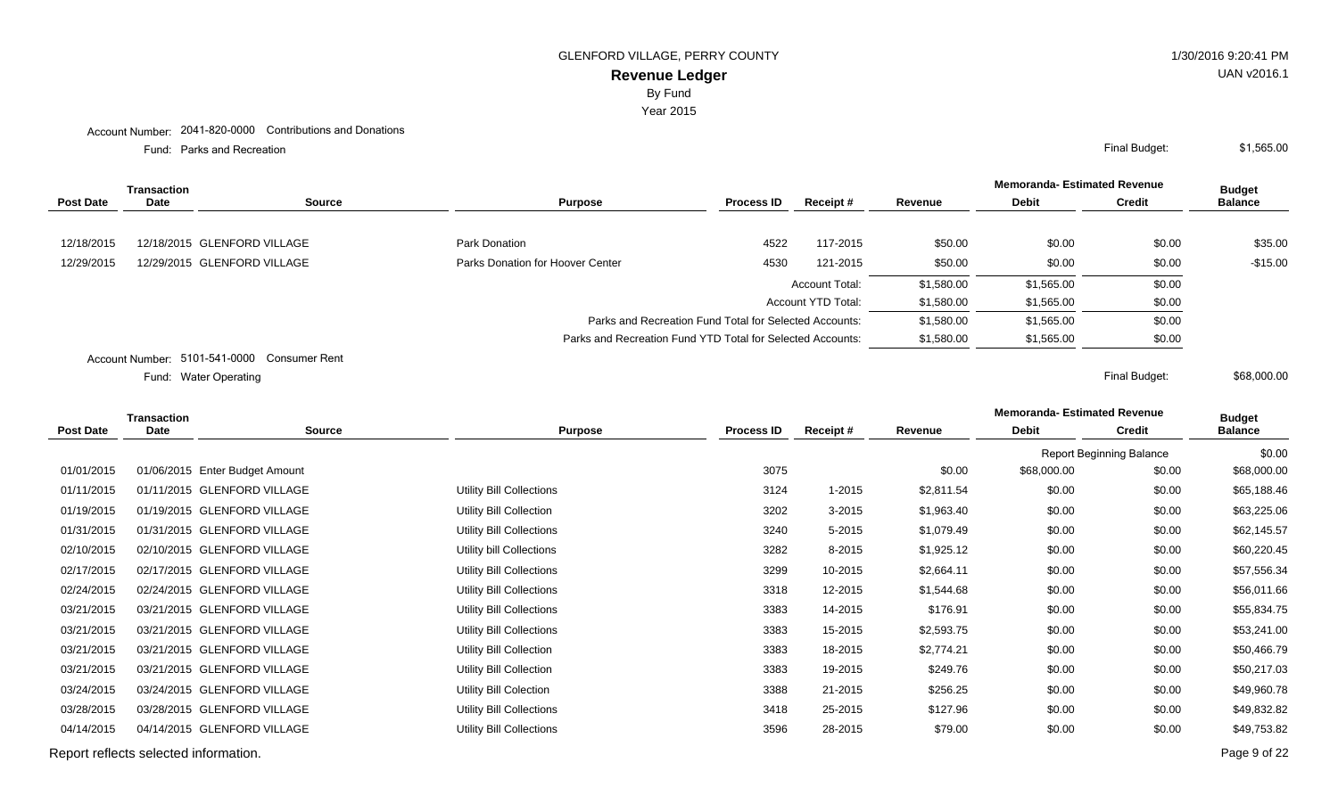GLENFORD VILLAGE, PERRY COUNTY

1/30/2016 9:20:41 PM

UAN v2016.1

**Revenue Ledger**

By Fund

Year 2015

Account Number: 2041-820-0000 Contributions and Donations

Fund: Parks and Recreation

Final Budget: $1,565.00

| Post Date | Transaction Date | Source | Purpose | Process ID | Receipt # | Revenue | Memoranda- Estimated Revenue Debit | Memoranda- Estimated Revenue Credit | Budget Balance |
|---|---|---|---|---|---|---|---|---|---|
| 12/18/2015 | 12/18/2015 | GLENFORD VILLAGE | Park Donation | 4522 | 117-2015 | $50.00 | $0.00 | $0.00 | $35.00 |
| 12/29/2015 | 12/29/2015 | GLENFORD VILLAGE | Parks Donation for Hoover Center | 4530 | 121-2015 | $50.00 | $0.00 | $0.00 | -$15.00 |
| | | | | | Account Total: | $1,580.00 | $1,565.00 | $0.00 | |
| | | | | | Account YTD Total: | $1,580.00 | $1,565.00 | $0.00 | |
| | | | Parks and Recreation Fund Total for Selected Accounts: | | | $1,580.00 | $1,565.00 | $0.00 | |
| | | | Parks and Recreation Fund YTD Total for Selected Accounts: | | | $1,580.00 | $1,565.00 | $0.00 | |

Account Number: 5101-541-0000 Consumer Rent

Fund: Water Operating

Final Budget: $68,000.00

| Post Date | Transaction Date | Source | Purpose | Process ID | Receipt # | Revenue | Memoranda- Estimated Revenue Debit | Memoranda- Estimated Revenue Credit | Budget Balance |
|---|---|---|---|---|---|---|---|---|---|
| | | | | | | | Report Beginning Balance | | $0.00 |
| 01/01/2015 | 01/06/2015 | Enter Budget Amount | | 3075 | | $0.00 | $68,000.00 | $0.00 | $68,000.00 |
| 01/11/2015 | 01/11/2015 | GLENFORD VILLAGE | Utility Bill Collections | 3124 | 1-2015 | $2,811.54 | $0.00 | $0.00 | $65,188.46 |
| 01/19/2015 | 01/19/2015 | GLENFORD VILLAGE | Utility Bill Collection | 3202 | 3-2015 | $1,963.40 | $0.00 | $0.00 | $63,225.06 |
| 01/31/2015 | 01/31/2015 | GLENFORD VILLAGE | Utility Bill Collections | 3240 | 5-2015 | $1,079.49 | $0.00 | $0.00 | $62,145.57 |
| 02/10/2015 | 02/10/2015 | GLENFORD VILLAGE | Utility bill Collections | 3282 | 8-2015 | $1,925.12 | $0.00 | $0.00 | $60,220.45 |
| 02/17/2015 | 02/17/2015 | GLENFORD VILLAGE | Utility Bill Collections | 3299 | 10-2015 | $2,664.11 | $0.00 | $0.00 | $57,556.34 |
| 02/24/2015 | 02/24/2015 | GLENFORD VILLAGE | Utility Bill Collections | 3318 | 12-2015 | $1,544.68 | $0.00 | $0.00 | $56,011.66 |
| 03/21/2015 | 03/21/2015 | GLENFORD VILLAGE | Utility Bill Collections | 3383 | 14-2015 | $176.91 | $0.00 | $0.00 | $55,834.75 |
| 03/21/2015 | 03/21/2015 | GLENFORD VILLAGE | Utility Bill Collections | 3383 | 15-2015 | $2,593.75 | $0.00 | $0.00 | $53,241.00 |
| 03/21/2015 | 03/21/2015 | GLENFORD VILLAGE | Utility Bill Collection | 3383 | 18-2015 | $2,774.21 | $0.00 | $0.00 | $50,466.79 |
| 03/21/2015 | 03/21/2015 | GLENFORD VILLAGE | Utility Bill Collection | 3383 | 19-2015 | $249.76 | $0.00 | $0.00 | $50,217.03 |
| 03/24/2015 | 03/24/2015 | GLENFORD VILLAGE | Utility Bill Colection | 3388 | 21-2015 | $256.25 | $0.00 | $0.00 | $49,960.78 |
| 03/28/2015 | 03/28/2015 | GLENFORD VILLAGE | Utility Bill Collections | 3418 | 25-2015 | $127.96 | $0.00 | $0.00 | $49,832.82 |
| 04/14/2015 | 04/14/2015 | GLENFORD VILLAGE | Utility Bill Collections | 3596 | 28-2015 | $79.00 | $0.00 | $0.00 | $49,753.82 |

Report reflects selected information.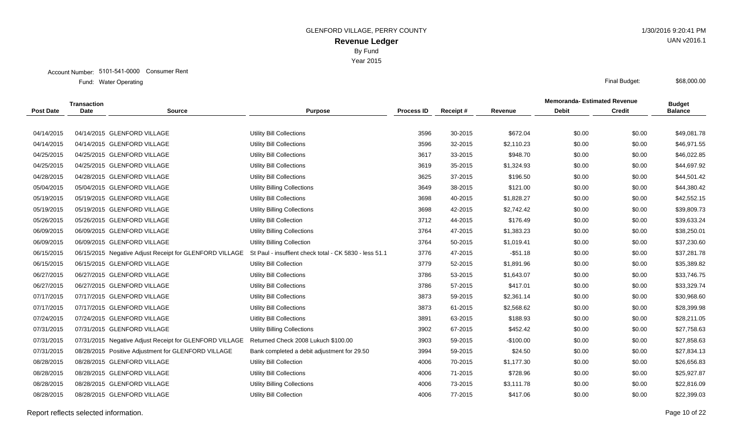GLENFORD VILLAGE, PERRY COUNTY

1/30/2016 9:20:41 PM

# Revenue Ledger

UAN v2016.1

By Fund

Year 2015

Account Number: 5101-541-0000 Consumer Rent

Fund: Water Operating

Final Budget: $68,000.00

| Post Date | Transaction Date | Source | Purpose | Process ID | Receipt # | Revenue | Memoranda- Estimated Revenue Debit | Memoranda- Estimated Revenue Credit | Budget Balance |
|---|---|---|---|---|---|---|---|---|---|
| 04/14/2015 | 04/14/2015 | GLENFORD VILLAGE | Utility Bill Collections | 3596 | 30-2015 | $672.04 | $0.00 | $0.00 | $49,081.78 |
| 04/14/2015 | 04/14/2015 | GLENFORD VILLAGE | Utility Bill Collections | 3596 | 32-2015 | $2,110.23 | $0.00 | $0.00 | $46,971.55 |
| 04/25/2015 | 04/25/2015 | GLENFORD VILLAGE | Utility Bill Collections | 3617 | 33-2015 | $948.70 | $0.00 | $0.00 | $46,022.85 |
| 04/25/2015 | 04/25/2015 | GLENFORD VILLAGE | Utility Bill Collections | 3619 | 35-2015 | $1,324.93 | $0.00 | $0.00 | $44,697.92 |
| 04/28/2015 | 04/28/2015 | GLENFORD VILLAGE | Utility Bill Collections | 3625 | 37-2015 | $196.50 | $0.00 | $0.00 | $44,501.42 |
| 05/04/2015 | 05/04/2015 | GLENFORD VILLAGE | Utility Billing Collections | 3649 | 38-2015 | $121.00 | $0.00 | $0.00 | $44,380.42 |
| 05/19/2015 | 05/19/2015 | GLENFORD VILLAGE | Utility Bill Collections | 3698 | 40-2015 | $1,828.27 | $0.00 | $0.00 | $42,552.15 |
| 05/19/2015 | 05/19/2015 | GLENFORD VILLAGE | Utility Billing Collections | 3698 | 42-2015 | $2,742.42 | $0.00 | $0.00 | $39,809.73 |
| 05/26/2015 | 05/26/2015 | GLENFORD VILLAGE | Utility Bill Collection | 3712 | 44-2015 | $176.49 | $0.00 | $0.00 | $39,633.24 |
| 06/09/2015 | 06/09/2015 | GLENFORD VILLAGE | Utility Billing Collections | 3764 | 47-2015 | $1,383.23 | $0.00 | $0.00 | $38,250.01 |
| 06/09/2015 | 06/09/2015 | GLENFORD VILLAGE | Utility Billing Collection | 3764 | 50-2015 | $1,019.41 | $0.00 | $0.00 | $37,230.60 |
| 06/15/2015 | 06/15/2015 | Negative Adjust Receipt for GLENFORD VILLAGE | St Paul - insuffient check total - CK 5830 - less 51.1 | 3776 | 47-2015 | -$51.18 | $0.00 | $0.00 | $37,281.78 |
| 06/15/2015 | 06/15/2015 | GLENFORD VILLAGE | Utility Bill Collection | 3779 | 52-2015 | $1,891.96 | $0.00 | $0.00 | $35,389.82 |
| 06/27/2015 | 06/27/2015 | GLENFORD VILLAGE | Utility Bill Collections | 3786 | 53-2015 | $1,643.07 | $0.00 | $0.00 | $33,746.75 |
| 06/27/2015 | 06/27/2015 | GLENFORD VILLAGE | Utility Bill Collections | 3786 | 57-2015 | $417.01 | $0.00 | $0.00 | $33,329.74 |
| 07/17/2015 | 07/17/2015 | GLENFORD VILLAGE | Utility Bill Collections | 3873 | 59-2015 | $2,361.14 | $0.00 | $0.00 | $30,968.60 |
| 07/17/2015 | 07/17/2015 | GLENFORD VILLAGE | Utility Bill Collections | 3873 | 61-2015 | $2,568.62 | $0.00 | $0.00 | $28,399.98 |
| 07/24/2015 | 07/24/2015 | GLENFORD VILLAGE | Uitlity Bill Collections | 3891 | 63-2015 | $188.93 | $0.00 | $0.00 | $28,211.05 |
| 07/31/2015 | 07/31/2015 | GLENFORD VILLAGE | Utility Billing Collections | 3902 | 67-2015 | $452.42 | $0.00 | $0.00 | $27,758.63 |
| 07/31/2015 | 07/31/2015 | Negative Adjust Receipt for GLENFORD VILLAGE | Returned Check 2008 Lukuch $100.00 | 3903 | 59-2015 | -$100.00 | $0.00 | $0.00 | $27,858.63 |
| 07/31/2015 | 08/28/2015 | Positive Adjustment for GLENFORD VILLAGE | Bank completed a debit adjustment for 29.50 | 3994 | 59-2015 | $24.50 | $0.00 | $0.00 | $27,834.13 |
| 08/28/2015 | 08/28/2015 | GLENFORD VILLAGE | Utility Bill Collection | 4006 | 70-2015 | $1,177.30 | $0.00 | $0.00 | $26,656.83 |
| 08/28/2015 | 08/28/2015 | GLENFORD VILLAGE | Utility Bill Collections | 4006 | 71-2015 | $728.96 | $0.00 | $0.00 | $25,927.87 |
| 08/28/2015 | 08/28/2015 | GLENFORD VILLAGE | Utility Billing Collections | 4006 | 73-2015 | $3,111.78 | $0.00 | $0.00 | $22,816.09 |
| 08/28/2015 | 08/28/2015 | GLENFORD VILLAGE | Utility Bill Collection | 4006 | 77-2015 | $417.06 | $0.00 | $0.00 | $22,399.03 |

Report reflects selected information.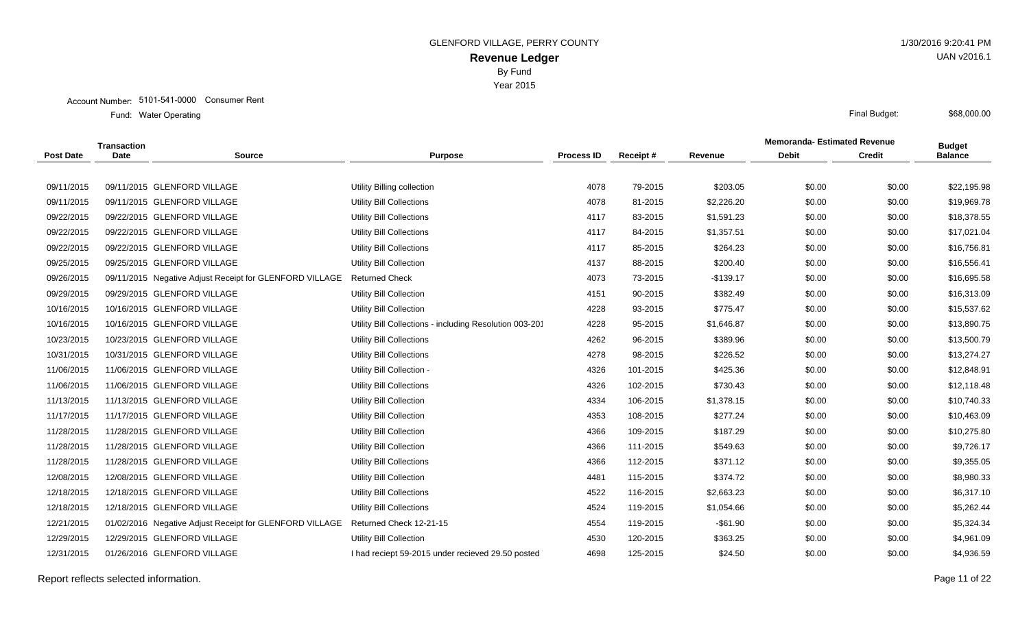GLENFORD VILLAGE, PERRY COUNTY

# Revenue Ledger

By Fund

Year 2015

1/30/2016 9:20:41 PM

UAN v2016.1

Account Number: 5101-541-0000 Consumer Rent

Fund: Water Operating

Final Budget: $68,000.00

| Post Date | Transaction Date | Source | Purpose | Process ID | Receipt # | Revenue | Memoranda- Estimated Revenue Debit | Credit | Budget Balance |
|---|---|---|---|---|---|---|---|---|---|
| 09/11/2015 | 09/11/2015 | GLENFORD VILLAGE | Utility Billing collection | 4078 | 79-2015 | $203.05 | $0.00 | $0.00 | $22,195.98 |
| 09/11/2015 | 09/11/2015 | GLENFORD VILLAGE | Utility Bill Collections | 4078 | 81-2015 | $2,226.20 | $0.00 | $0.00 | $19,969.78 |
| 09/22/2015 | 09/22/2015 | GLENFORD VILLAGE | Utility Bill Collections | 4117 | 83-2015 | $1,591.23 | $0.00 | $0.00 | $18,378.55 |
| 09/22/2015 | 09/22/2015 | GLENFORD VILLAGE | Utility Bill Collections | 4117 | 84-2015 | $1,357.51 | $0.00 | $0.00 | $17,021.04 |
| 09/22/2015 | 09/22/2015 | GLENFORD VILLAGE | Utility Bill Collections | 4117 | 85-2015 | $264.23 | $0.00 | $0.00 | $16,756.81 |
| 09/25/2015 | 09/25/2015 | GLENFORD VILLAGE | Utility Bill Collection | 4137 | 88-2015 | $200.40 | $0.00 | $0.00 | $16,556.41 |
| 09/26/2015 | 09/11/2015 | Negative Adjust Receipt for GLENFORD VILLAGE | Returned Check | 4073 | 73-2015 | -$139.17 | $0.00 | $0.00 | $16,695.58 |
| 09/29/2015 | 09/29/2015 | GLENFORD VILLAGE | Utility Bill Collection | 4151 | 90-2015 | $382.49 | $0.00 | $0.00 | $16,313.09 |
| 10/16/2015 | 10/16/2015 | GLENFORD VILLAGE | Utility Bill Collection | 4228 | 93-2015 | $775.47 | $0.00 | $0.00 | $15,537.62 |
| 10/16/2015 | 10/16/2015 | GLENFORD VILLAGE | Utility Bill Collections - including Resolution 003-201 | 4228 | 95-2015 | $1,646.87 | $0.00 | $0.00 | $13,890.75 |
| 10/23/2015 | 10/23/2015 | GLENFORD VILLAGE | Utility Bill Collections | 4262 | 96-2015 | $389.96 | $0.00 | $0.00 | $13,500.79 |
| 10/31/2015 | 10/31/2015 | GLENFORD VILLAGE | Utility Bill Collections | 4278 | 98-2015 | $226.52 | $0.00 | $0.00 | $13,274.27 |
| 11/06/2015 | 11/06/2015 | GLENFORD VILLAGE | Utility Bill Collection - | 4326 | 101-2015 | $425.36 | $0.00 | $0.00 | $12,848.91 |
| 11/06/2015 | 11/06/2015 | GLENFORD VILLAGE | Utility Bill Collections | 4326 | 102-2015 | $730.43 | $0.00 | $0.00 | $12,118.48 |
| 11/13/2015 | 11/13/2015 | GLENFORD VILLAGE | Utility Bill Collection | 4334 | 106-2015 | $1,378.15 | $0.00 | $0.00 | $10,740.33 |
| 11/17/2015 | 11/17/2015 | GLENFORD VILLAGE | Utility Bill Collection | 4353 | 108-2015 | $277.24 | $0.00 | $0.00 | $10,463.09 |
| 11/28/2015 | 11/28/2015 | GLENFORD VILLAGE | Utility Bill Collection | 4366 | 109-2015 | $187.29 | $0.00 | $0.00 | $10,275.80 |
| 11/28/2015 | 11/28/2015 | GLENFORD VILLAGE | Utility Bill Collection | 4366 | 111-2015 | $549.63 | $0.00 | $0.00 | $9,726.17 |
| 11/28/2015 | 11/28/2015 | GLENFORD VILLAGE | Utility Bill Collections | 4366 | 112-2015 | $371.12 | $0.00 | $0.00 | $9,355.05 |
| 12/08/2015 | 12/08/2015 | GLENFORD VILLAGE | Utility Bill Collection | 4481 | 115-2015 | $374.72 | $0.00 | $0.00 | $8,980.33 |
| 12/18/2015 | 12/18/2015 | GLENFORD VILLAGE | Utility Bill Collections | 4522 | 116-2015 | $2,663.23 | $0.00 | $0.00 | $6,317.10 |
| 12/18/2015 | 12/18/2015 | GLENFORD VILLAGE | Utility Bill Collections | 4524 | 119-2015 | $1,054.66 | $0.00 | $0.00 | $5,262.44 |
| 12/21/2015 | 01/02/2016 | Negative Adjust Receipt for GLENFORD VILLAGE | Returned Check 12-21-15 | 4554 | 119-2015 | -$61.90 | $0.00 | $0.00 | $5,324.34 |
| 12/29/2015 | 12/29/2015 | GLENFORD VILLAGE | Utility Bill Collection | 4530 | 120-2015 | $363.25 | $0.00 | $0.00 | $4,961.09 |
| 12/31/2015 | 01/26/2016 | GLENFORD VILLAGE | I had reciept 59-2015 under recieved 29.50 posted | 4698 | 125-2015 | $24.50 | $0.00 | $0.00 | $4,936.59 |

Report reflects selected information.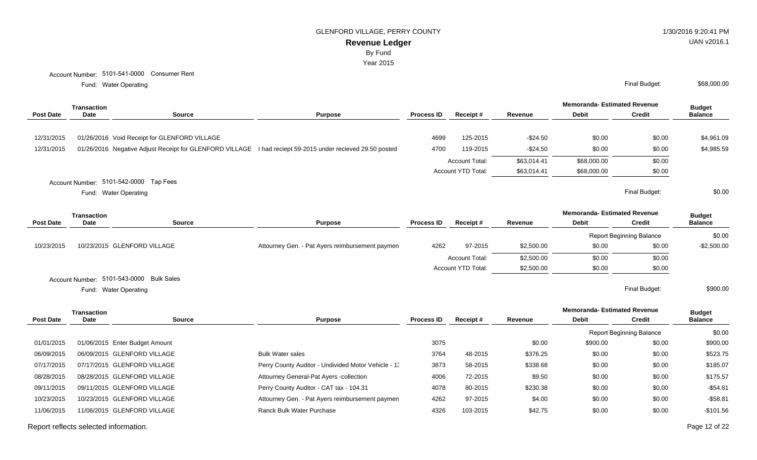GLENFORD VILLAGE, PERRY COUNTY

1/30/2016 9:20:41 PM

# Revenue Ledger

By Fund

Year 2015

UAN v2016.1

Account Number: 5101-541-0000 Consumer Rent

Fund: Water Operating

Final Budget: $68,000.00

| Post Date | Transaction Date | Source | Purpose | Process ID | Receipt # | Revenue | Memoranda- Estimated Revenue Debit | Memoranda- Estimated Revenue Credit | Budget Balance |
|---|---|---|---|---|---|---|---|---|---|
| 12/31/2015 | 01/26/2016 | Void Receipt for GLENFORD VILLAGE | | 4699 | 125-2015 | -$24.50 | $0.00 | $0.00 | $4,961.09 |
| 12/31/2015 | 01/26/2016 | Negative Adjust Receipt for GLENFORD VILLAGE | I had reciept 59-2015 under recieved 29.50 posted | 4700 | 119-2015 | -$24.50 | $0.00 | $0.00 | $4,985.59 |
| | | | | | Account Total: | $63,014.41 | $68,000.00 | $0.00 | |
| | | | | | Account YTD Total: | $63,014.41 | $68,000.00 | $0.00 | |

Account Number: 5101-542-0000 Tap Fees

Fund: Water Operating

Final Budget: $0.00

| Post Date | Transaction Date | Source | Purpose | Process ID | Receipt # | Revenue | Memoranda- Estimated Revenue Debit | Memoranda- Estimated Revenue Credit | Budget Balance |
|---|---|---|---|---|---|---|---|---|---|
| | | | | | | | Report Beginning Balance | | $0.00 |
| 10/23/2015 | 10/23/2015 | GLENFORD VILLAGE | Attourney Gen. - Pat Ayers reimbursement paymen | 4262 | 97-2015 | $2,500.00 | $0.00 | $0.00 | -$2,500.00 |
| | | | | | Account Total: | $2,500.00 | $0.00 | $0.00 | |
| | | | | | Account YTD Total: | $2,500.00 | $0.00 | $0.00 | |

Account Number: 5101-543-0000 Bulk Sales

Fund: Water Operating

Final Budget: $900.00

| Post Date | Transaction Date | Source | Purpose | Process ID | Receipt # | Revenue | Memoranda- Estimated Revenue Debit | Memoranda- Estimated Revenue Credit | Budget Balance |
|---|---|---|---|---|---|---|---|---|---|
| | | | | | | | Report Beginning Balance | | $0.00 |
| 01/01/2015 | 01/06/2015 | Enter Budget Amount | | 3075 | | $0.00 | $900.00 | $0.00 | $900.00 |
| 06/09/2015 | 06/09/2015 | GLENFORD VILLAGE | Bulk Water sales | 3764 | 48-2015 | $376.25 | $0.00 | $0.00 | $523.75 |
| 07/17/2015 | 07/17/2015 | GLENFORD VILLAGE | Perry County Auditor - Undivided Motor Vehicle - 1: | 3873 | 58-2015 | $338.68 | $0.00 | $0.00 | $185.07 |
| 08/28/2015 | 08/28/2015 | GLENFORD VILLAGE | Attourney General-Pat Ayers -collection | 4006 | 72-2015 | $9.50 | $0.00 | $0.00 | $175.57 |
| 09/11/2015 | 09/11/2015 | GLENFORD VILLAGE | Perry County Auditor - CAT tax - 104.31 | 4078 | 80-2015 | $230.38 | $0.00 | $0.00 | -$54.81 |
| 10/23/2015 | 10/23/2015 | GLENFORD VILLAGE | Attourney Gen. - Pat Ayers reimbursement paymen | 4262 | 97-2015 | $4.00 | $0.00 | $0.00 | -$58.81 |
| 11/06/2015 | 11/06/2015 | GLENFORD VILLAGE | Ranck Bulk Water Purchase | 4326 | 103-2015 | $42.75 | $0.00 | $0.00 | -$101.56 |

Report reflects selected information.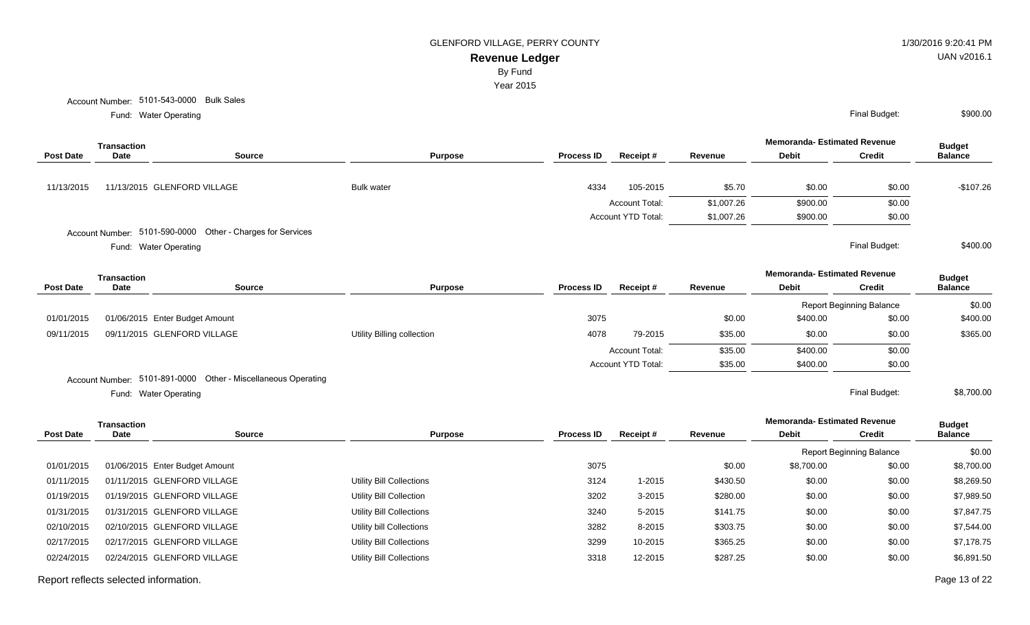# GLENFORD VILLAGE, PERRY COUNTY

## Revenue Ledger

By Fund

Year 2015

Account Number: 5101-543-0000 Bulk Sales

Fund: Water Operating

Final Budget: $900.00

| Post Date | Transaction Date | Source | Purpose | Process ID | Receipt # | Revenue | Memoranda- Estimated Revenue Debit | Memoranda- Estimated Revenue Credit | Budget Balance |
|---|---|---|---|---|---|---|---|---|---|
| 11/13/2015 | 11/13/2015 | GLENFORD VILLAGE | Bulk water | 4334 | 105-2015 | $5.70 | $0.00 | $0.00 | -$107.26 |
| | | | | | Account Total: | $1,007.26 | $900.00 | $0.00 | |
| | | | | | Account YTD Total: | $1,007.26 | $900.00 | $0.00 | |

Account Number: 5101-590-0000 Other - Charges for Services

Fund: Water Operating

Final Budget: $400.00

| Post Date | Transaction Date | Source | Purpose | Process ID | Receipt # | Revenue | Memoranda- Estimated Revenue Debit | Memoranda- Estimated Revenue Credit | Budget Balance |
|---|---|---|---|---|---|---|---|---|---|
| | | | | | | | Report Beginning Balance | | $0.00 |
| 01/01/2015 | 01/06/2015 | Enter Budget Amount | | 3075 | | $0.00 | $400.00 | $0.00 | $400.00 |
| 09/11/2015 | 09/11/2015 | GLENFORD VILLAGE | Utility Billing collection | 4078 | 79-2015 | $35.00 | $0.00 | $0.00 | $365.00 |
| | | | | | Account Total: | $35.00 | $400.00 | $0.00 | |
| | | | | | Account YTD Total: | $35.00 | $400.00 | $0.00 | |

Account Number: 5101-891-0000 Other - Miscellaneous Operating

Fund: Water Operating

Final Budget: $8,700.00

| Post Date | Transaction Date | Source | Purpose | Process ID | Receipt # | Revenue | Memoranda- Estimated Revenue Debit | Memoranda- Estimated Revenue Credit | Budget Balance |
|---|---|---|---|---|---|---|---|---|---|
| | | | | | | | Report Beginning Balance | | $0.00 |
| 01/01/2015 | 01/06/2015 | Enter Budget Amount | | 3075 | | $0.00 | $8,700.00 | $0.00 | $8,700.00 |
| 01/11/2015 | 01/11/2015 | GLENFORD VILLAGE | Utility Bill Collections | 3124 | 1-2015 | $430.50 | $0.00 | $0.00 | $8,269.50 |
| 01/19/2015 | 01/19/2015 | GLENFORD VILLAGE | Utility Bill Collection | 3202 | 3-2015 | $280.00 | $0.00 | $0.00 | $7,989.50 |
| 01/31/2015 | 01/31/2015 | GLENFORD VILLAGE | Utility Bill Collections | 3240 | 5-2015 | $141.75 | $0.00 | $0.00 | $7,847.75 |
| 02/10/2015 | 02/10/2015 | GLENFORD VILLAGE | Utility bill Collections | 3282 | 8-2015 | $303.75 | $0.00 | $0.00 | $7,544.00 |
| 02/17/2015 | 02/17/2015 | GLENFORD VILLAGE | Utility Bill Collections | 3299 | 10-2015 | $365.25 | $0.00 | $0.00 | $7,178.75 |
| 02/24/2015 | 02/24/2015 | GLENFORD VILLAGE | Utility Bill Collections | 3318 | 12-2015 | $287.25 | $0.00 | $0.00 | $6,891.50 |

Report reflects selected information.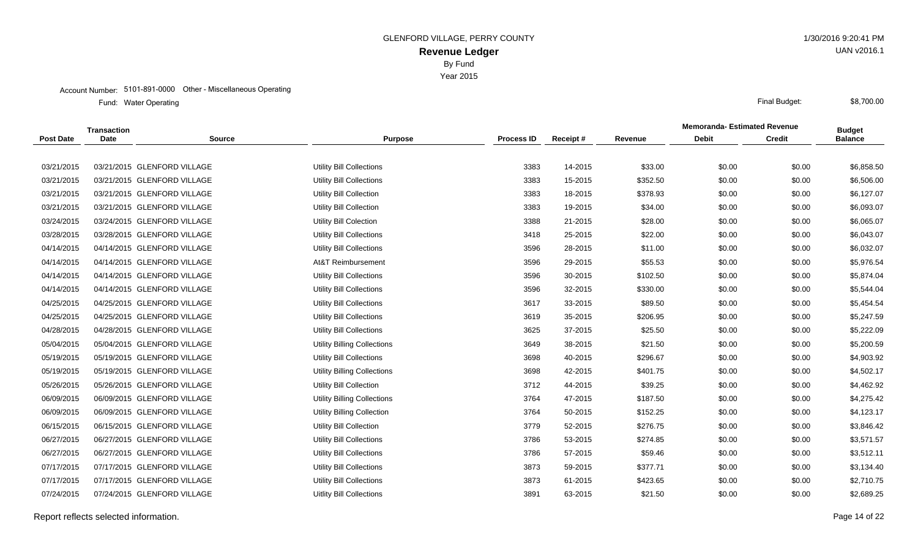GLENFORD VILLAGE, PERRY COUNTY

1/30/2016 9:20:41 PM

# Revenue Ledger

By Fund

Year 2015

UAN v2016.1

Account Number: 5101-891-0000 Other - Miscellaneous Operating

Fund: Water Operating

Final Budget: $8,700.00

| Post Date | Transaction Date | Source | Purpose | Process ID | Receipt # | Revenue | Memoranda- Estimated Revenue Debit | Memoranda- Estimated Revenue Credit | Budget Balance |
|---|---|---|---|---|---|---|---|---|---|
| 03/21/2015 | 03/21/2015 | GLENFORD VILLAGE | Utility Bill Collections | 3383 | 14-2015 | $33.00 | $0.00 | $0.00 | $6,858.50 |
| 03/21/2015 | 03/21/2015 | GLENFORD VILLAGE | Utility Bill Collections | 3383 | 15-2015 | $352.50 | $0.00 | $0.00 | $6,506.00 |
| 03/21/2015 | 03/21/2015 | GLENFORD VILLAGE | Utility Bill Collection | 3383 | 18-2015 | $378.93 | $0.00 | $0.00 | $6,127.07 |
| 03/21/2015 | 03/21/2015 | GLENFORD VILLAGE | Utility Bill Collection | 3383 | 19-2015 | $34.00 | $0.00 | $0.00 | $6,093.07 |
| 03/24/2015 | 03/24/2015 | GLENFORD VILLAGE | Utility Bill Colection | 3388 | 21-2015 | $28.00 | $0.00 | $0.00 | $6,065.07 |
| 03/28/2015 | 03/28/2015 | GLENFORD VILLAGE | Utility Bill Collections | 3418 | 25-2015 | $22.00 | $0.00 | $0.00 | $6,043.07 |
| 04/14/2015 | 04/14/2015 | GLENFORD VILLAGE | Utility Bill Collections | 3596 | 28-2015 | $11.00 | $0.00 | $0.00 | $6,032.07 |
| 04/14/2015 | 04/14/2015 | GLENFORD VILLAGE | At&T Reimbursement | 3596 | 29-2015 | $55.53 | $0.00 | $0.00 | $5,976.54 |
| 04/14/2015 | 04/14/2015 | GLENFORD VILLAGE | Utility Bill Collections | 3596 | 30-2015 | $102.50 | $0.00 | $0.00 | $5,874.04 |
| 04/14/2015 | 04/14/2015 | GLENFORD VILLAGE | Utility Bill Collections | 3596 | 32-2015 | $330.00 | $0.00 | $0.00 | $5,544.04 |
| 04/25/2015 | 04/25/2015 | GLENFORD VILLAGE | Utility Bill Collections | 3617 | 33-2015 | $89.50 | $0.00 | $0.00 | $5,454.54 |
| 04/25/2015 | 04/25/2015 | GLENFORD VILLAGE | Utility Bill Collections | 3619 | 35-2015 | $206.95 | $0.00 | $0.00 | $5,247.59 |
| 04/28/2015 | 04/28/2015 | GLENFORD VILLAGE | Utility Bill Collections | 3625 | 37-2015 | $25.50 | $0.00 | $0.00 | $5,222.09 |
| 05/04/2015 | 05/04/2015 | GLENFORD VILLAGE | Utility Billing Collections | 3649 | 38-2015 | $21.50 | $0.00 | $0.00 | $5,200.59 |
| 05/19/2015 | 05/19/2015 | GLENFORD VILLAGE | Utility Bill Collections | 3698 | 40-2015 | $296.67 | $0.00 | $0.00 | $4,903.92 |
| 05/19/2015 | 05/19/2015 | GLENFORD VILLAGE | Utility Billing Collections | 3698 | 42-2015 | $401.75 | $0.00 | $0.00 | $4,502.17 |
| 05/26/2015 | 05/26/2015 | GLENFORD VILLAGE | Utility Bill Collection | 3712 | 44-2015 | $39.25 | $0.00 | $0.00 | $4,462.92 |
| 06/09/2015 | 06/09/2015 | GLENFORD VILLAGE | Utility Billing Collections | 3764 | 47-2015 | $187.50 | $0.00 | $0.00 | $4,275.42 |
| 06/09/2015 | 06/09/2015 | GLENFORD VILLAGE | Utility Billing Collection | 3764 | 50-2015 | $152.25 | $0.00 | $0.00 | $4,123.17 |
| 06/15/2015 | 06/15/2015 | GLENFORD VILLAGE | Utility Bill Collection | 3779 | 52-2015 | $276.75 | $0.00 | $0.00 | $3,846.42 |
| 06/27/2015 | 06/27/2015 | GLENFORD VILLAGE | Utility Bill Collections | 3786 | 53-2015 | $274.85 | $0.00 | $0.00 | $3,571.57 |
| 06/27/2015 | 06/27/2015 | GLENFORD VILLAGE | Utility Bill Collections | 3786 | 57-2015 | $59.46 | $0.00 | $0.00 | $3,512.11 |
| 07/17/2015 | 07/17/2015 | GLENFORD VILLAGE | Utility Bill Collections | 3873 | 59-2015 | $377.71 | $0.00 | $0.00 | $3,134.40 |
| 07/17/2015 | 07/17/2015 | GLENFORD VILLAGE | Utility Bill Collections | 3873 | 61-2015 | $423.65 | $0.00 | $0.00 | $2,710.75 |
| 07/24/2015 | 07/24/2015 | GLENFORD VILLAGE | Uitility Bill Collections | 3891 | 63-2015 | $21.50 | $0.00 | $0.00 | $2,689.25 |

Report reflects selected information.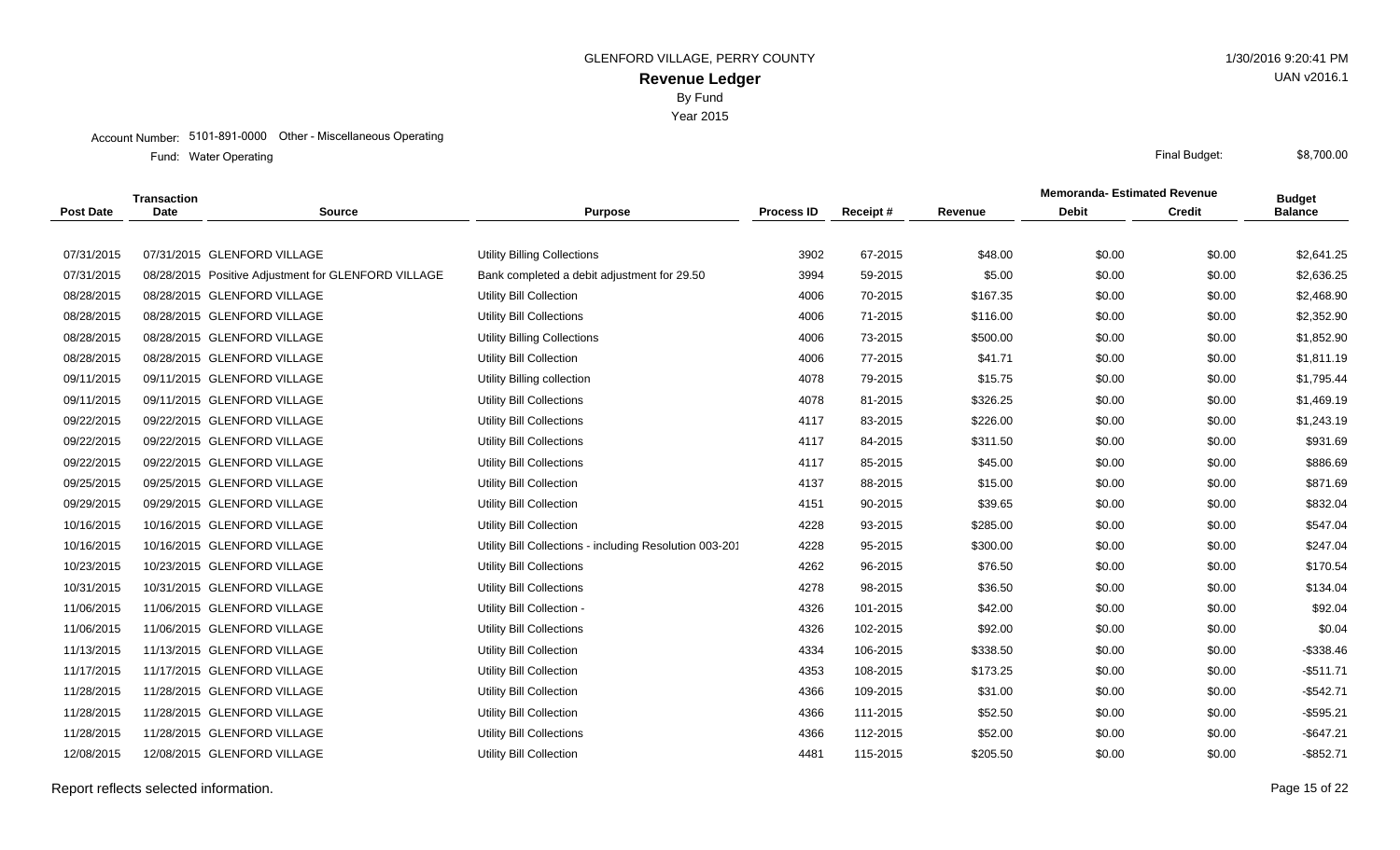GLENFORD VILLAGE, PERRY COUNTY

1/30/2016 9:20:41 PM

# Revenue Ledger

UAN v2016.1

By Fund

Year 2015

Account Number: 5101-891-0000 Other - Miscellaneous Operating

Fund: Water Operating

Final Budget: $8,700.00

| Post Date | Transaction Date | Source | Purpose | Process ID | Receipt # | Revenue | Memoranda- Estimated Revenue Debit | Memoranda- Estimated Revenue Credit | Budget Balance |
|---|---|---|---|---|---|---|---|---|---|
| 07/31/2015 | 07/31/2015 | GLENFORD VILLAGE | Utility Billing Collections | 3902 | 67-2015 | $48.00 | $0.00 | $0.00 | $2,641.25 |
| 07/31/2015 | 08/28/2015 | Positive Adjustment for GLENFORD VILLAGE | Bank completed a debit adjustment for 29.50 | 3994 | 59-2015 | $5.00 | $0.00 | $0.00 | $2,636.25 |
| 08/28/2015 | 08/28/2015 | GLENFORD VILLAGE | Utility Bill Collection | 4006 | 70-2015 | $167.35 | $0.00 | $0.00 | $2,468.90 |
| 08/28/2015 | 08/28/2015 | GLENFORD VILLAGE | Utility Bill Collections | 4006 | 71-2015 | $116.00 | $0.00 | $0.00 | $2,352.90 |
| 08/28/2015 | 08/28/2015 | GLENFORD VILLAGE | Utility Billing Collections | 4006 | 73-2015 | $500.00 | $0.00 | $0.00 | $1,852.90 |
| 08/28/2015 | 08/28/2015 | GLENFORD VILLAGE | Utility Bill Collection | 4006 | 77-2015 | $41.71 | $0.00 | $0.00 | $1,811.19 |
| 09/11/2015 | 09/11/2015 | GLENFORD VILLAGE | Utility Billing collection | 4078 | 79-2015 | $15.75 | $0.00 | $0.00 | $1,795.44 |
| 09/11/2015 | 09/11/2015 | GLENFORD VILLAGE | Utility Bill Collections | 4078 | 81-2015 | $326.25 | $0.00 | $0.00 | $1,469.19 |
| 09/22/2015 | 09/22/2015 | GLENFORD VILLAGE | Utility Bill Collections | 4117 | 83-2015 | $226.00 | $0.00 | $0.00 | $1,243.19 |
| 09/22/2015 | 09/22/2015 | GLENFORD VILLAGE | Utility Bill Collections | 4117 | 84-2015 | $311.50 | $0.00 | $0.00 | $931.69 |
| 09/22/2015 | 09/22/2015 | GLENFORD VILLAGE | Utility Bill Collections | 4117 | 85-2015 | $45.00 | $0.00 | $0.00 | $886.69 |
| 09/25/2015 | 09/25/2015 | GLENFORD VILLAGE | Utility Bill Collection | 4137 | 88-2015 | $15.00 | $0.00 | $0.00 | $871.69 |
| 09/29/2015 | 09/29/2015 | GLENFORD VILLAGE | Utility Bill Collection | 4151 | 90-2015 | $39.65 | $0.00 | $0.00 | $832.04 |
| 10/16/2015 | 10/16/2015 | GLENFORD VILLAGE | Utility Bill Collection | 4228 | 93-2015 | $285.00 | $0.00 | $0.00 | $547.04 |
| 10/16/2015 | 10/16/2015 | GLENFORD VILLAGE | Utility Bill Collections - including Resolution 003-201 | 4228 | 95-2015 | $300.00 | $0.00 | $0.00 | $247.04 |
| 10/23/2015 | 10/23/2015 | GLENFORD VILLAGE | Utility Bill Collections | 4262 | 96-2015 | $76.50 | $0.00 | $0.00 | $170.54 |
| 10/31/2015 | 10/31/2015 | GLENFORD VILLAGE | Utility Bill Collections | 4278 | 98-2015 | $36.50 | $0.00 | $0.00 | $134.04 |
| 11/06/2015 | 11/06/2015 | GLENFORD VILLAGE | Utility Bill Collection - | 4326 | 101-2015 | $42.00 | $0.00 | $0.00 | $92.04 |
| 11/06/2015 | 11/06/2015 | GLENFORD VILLAGE | Utility Bill Collections | 4326 | 102-2015 | $92.00 | $0.00 | $0.00 | $0.04 |
| 11/13/2015 | 11/13/2015 | GLENFORD VILLAGE | Utility Bill Collection | 4334 | 106-2015 | $338.50 | $0.00 | $0.00 | -$338.46 |
| 11/17/2015 | 11/17/2015 | GLENFORD VILLAGE | Utility Bill Collection | 4353 | 108-2015 | $173.25 | $0.00 | $0.00 | -$511.71 |
| 11/28/2015 | 11/28/2015 | GLENFORD VILLAGE | Utility Bill Collection | 4366 | 109-2015 | $31.00 | $0.00 | $0.00 | -$542.71 |
| 11/28/2015 | 11/28/2015 | GLENFORD VILLAGE | Utility Bill Collection | 4366 | 111-2015 | $52.50 | $0.00 | $0.00 | -$595.21 |
| 11/28/2015 | 11/28/2015 | GLENFORD VILLAGE | Utility Bill Collections | 4366 | 112-2015 | $52.00 | $0.00 | $0.00 | -$647.21 |
| 12/08/2015 | 12/08/2015 | GLENFORD VILLAGE | Utility Bill Collection | 4481 | 115-2015 | $205.50 | $0.00 | $0.00 | -$852.71 |

Report reflects selected information.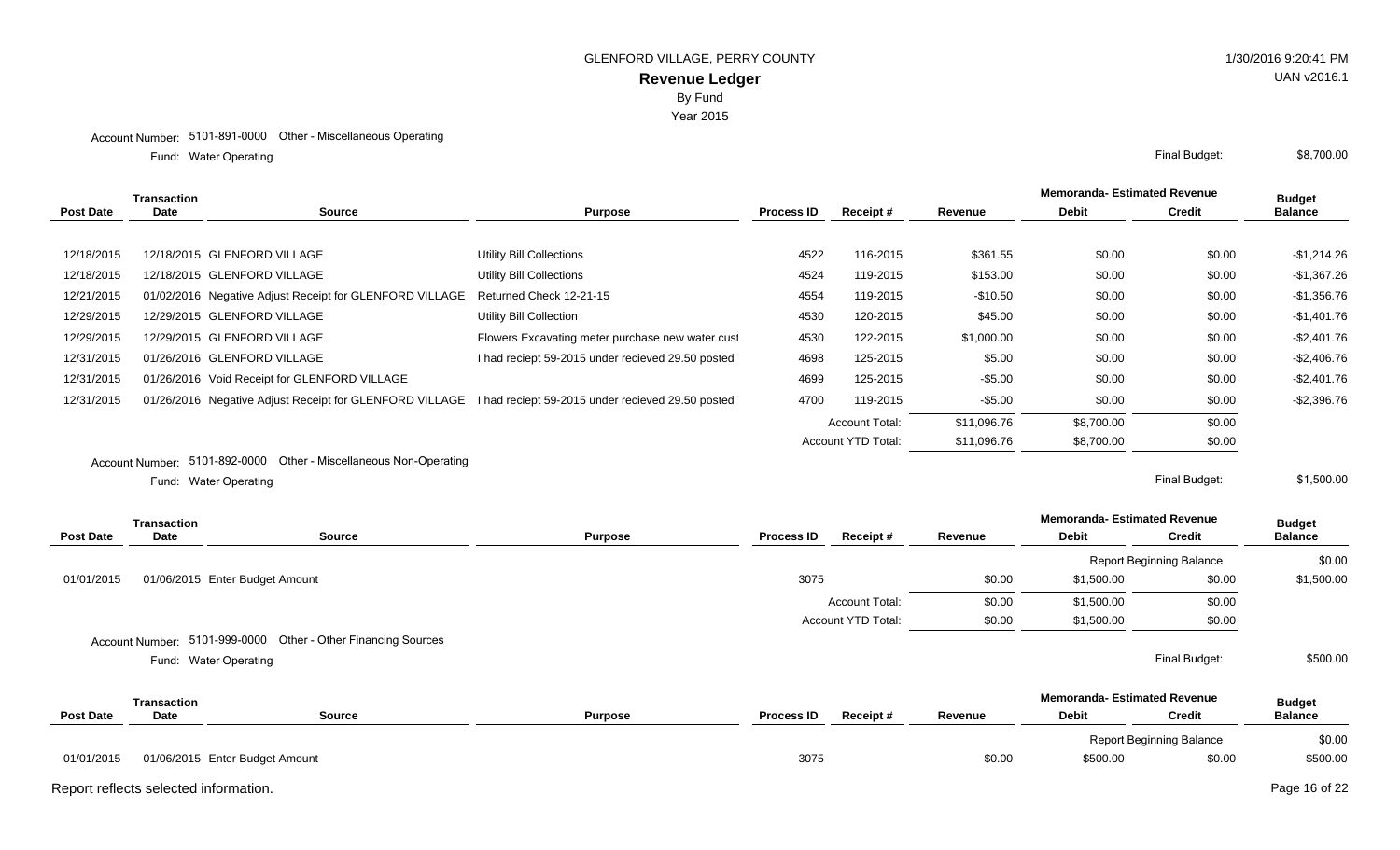# GLENFORD VILLAGE, PERRY COUNTY

## Revenue Ledger

By Fund

Year 2015

Account Number: 5101-891-0000 Other - Miscellaneous Operating

Fund: Water Operating

Final Budget: $8,700.00

| Post Date | Transaction Date | Source | Purpose | Process ID | Receipt # | Revenue | Memoranda- Estimated Revenue Debit | Memoranda- Estimated Revenue Credit | Budget Balance |
|---|---|---|---|---|---|---|---|---|---|
| 12/18/2015 | 12/18/2015 | GLENFORD VILLAGE | Utility Bill Collections | 4522 | 116-2015 | $361.55 | $0.00 | $0.00 | -$1,214.26 |
| 12/18/2015 | 12/18/2015 | GLENFORD VILLAGE | Utility Bill Collections | 4524 | 119-2015 | $153.00 | $0.00 | $0.00 | -$1,367.26 |
| 12/21/2015 | 01/02/2016 | Negative Adjust Receipt for GLENFORD VILLAGE | Returned Check 12-21-15 | 4554 | 119-2015 | -$10.50 | $0.00 | $0.00 | -$1,356.76 |
| 12/29/2015 | 12/29/2015 | GLENFORD VILLAGE | Utility Bill Collection | 4530 | 120-2015 | $45.00 | $0.00 | $0.00 | -$1,401.76 |
| 12/29/2015 | 12/29/2015 | GLENFORD VILLAGE | Flowers Excavating meter purchase new water cust | 4530 | 122-2015 | $1,000.00 | $0.00 | $0.00 | -$2,401.76 |
| 12/31/2015 | 01/26/2016 | GLENFORD VILLAGE | I had reciept 59-2015 under recieved 29.50 posted | 4698 | 125-2015 | $5.00 | $0.00 | $0.00 | -$2,406.76 |
| 12/31/2015 | 01/26/2016 | Void Receipt for GLENFORD VILLAGE | | 4699 | 125-2015 | -$5.00 | $0.00 | $0.00 | -$2,401.76 |
| 12/31/2015 | 01/26/2016 | Negative Adjust Receipt for GLENFORD VILLAGE | I had reciept 59-2015 under recieved 29.50 posted | 4700 | 119-2015 | -$5.00 | $0.00 | $0.00 | -$2,396.76 |
| | | | | | Account Total: | $11,096.76 | $8,700.00 | $0.00 | |
| | | | | | Account YTD Total: | $11,096.76 | $8,700.00 | $0.00 | |

Account Number: 5101-892-0000 Other - Miscellaneous Non-Operating

Fund: Water Operating

Final Budget: $1,500.00

| Post Date | Transaction Date | Source | Purpose | Process ID | Receipt # | Revenue | Memoranda- Estimated Revenue Debit | Memoranda- Estimated Revenue Credit | Budget Balance |
|---|---|---|---|---|---|---|---|---|---|
| | | | | | | | Report Beginning Balance | | $0.00 |
| 01/01/2015 | 01/06/2015 | Enter Budget Amount | | 3075 | | $0.00 | $1,500.00 | $0.00 | $1,500.00 |
| | | | | | Account Total: | $0.00 | $1,500.00 | $0.00 | |
| | | | | | Account YTD Total: | $0.00 | $1,500.00 | $0.00 | |

Account Number: 5101-999-0000 Other - Other Financing Sources

Fund: Water Operating

Final Budget: $500.00

| Post Date | Transaction Date | Source | Purpose | Process ID | Receipt # | Revenue | Memoranda- Estimated Revenue Debit | Memoranda- Estimated Revenue Credit | Budget Balance |
|---|---|---|---|---|---|---|---|---|---|
| | | | | | | | Report Beginning Balance | | $0.00 |
| 01/01/2015 | 01/06/2015 | Enter Budget Amount | | 3075 | | $0.00 | $500.00 | $0.00 | $500.00 |

Report reflects selected information.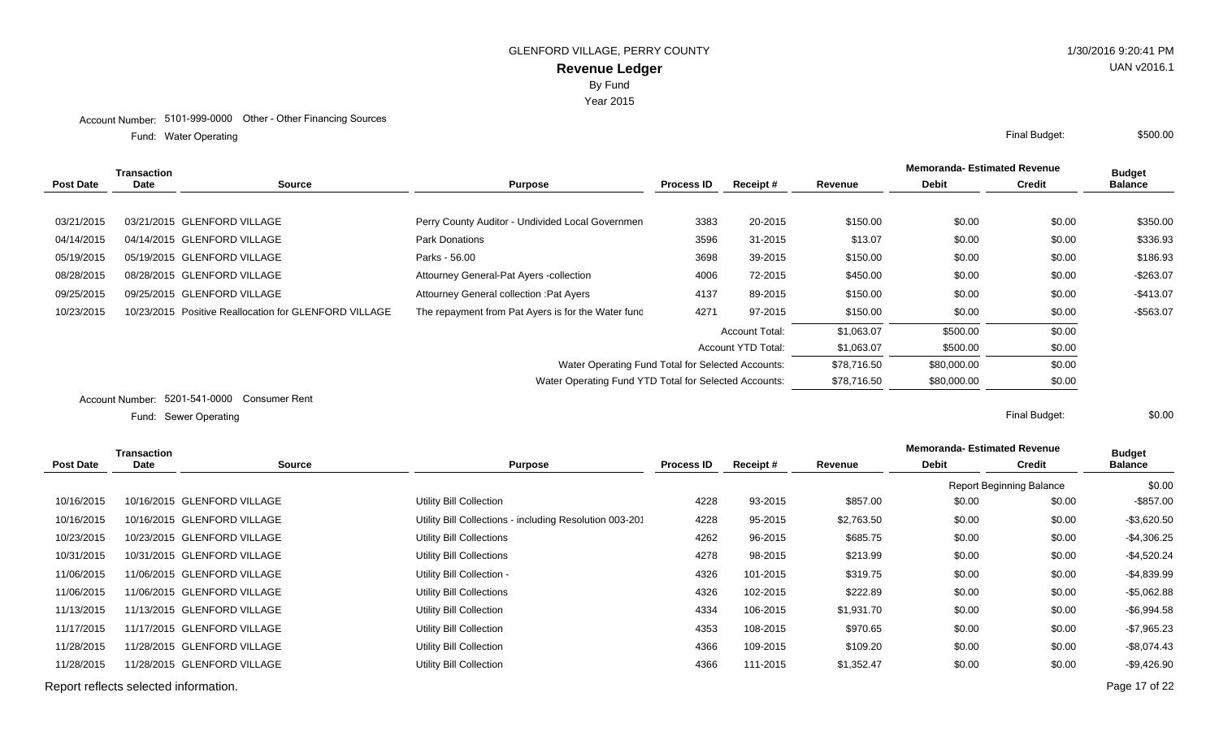GLENFORD VILLAGE, PERRY COUNTY

1/30/2016 9:20:41 PM

# Revenue Ledger

UAN v2016.1

By Fund

Year 2015

Account Number: 5101-999-0000 Other - Other Financing Sources

Fund: Water Operating

Final Budget: $500.00

| Post Date | Transaction Date | Source | Purpose | Process ID | Receipt # | Revenue | Memoranda- Estimated Revenue Debit | Memoranda- Estimated Revenue Credit | Budget Balance |
|---|---|---|---|---|---|---|---|---|---|
| 03/21/2015 | 03/21/2015 | GLENFORD VILLAGE | Perry County Auditor - Undivided Local Governmen | 3383 | 20-2015 | $150.00 | $0.00 | $0.00 | $350.00 |
| 04/14/2015 | 04/14/2015 | GLENFORD VILLAGE | Park Donations | 3596 | 31-2015 | $13.07 | $0.00 | $0.00 | $336.93 |
| 05/19/2015 | 05/19/2015 | GLENFORD VILLAGE | Parks - 56.00 | 3698 | 39-2015 | $150.00 | $0.00 | $0.00 | $186.93 |
| 08/28/2015 | 08/28/2015 | GLENFORD VILLAGE | Attourney General-Pat Ayers -collection | 4006 | 72-2015 | $450.00 | $0.00 | $0.00 | -$263.07 |
| 09/25/2015 | 09/25/2015 | GLENFORD VILLAGE | Attourney General collection :Pat Ayers | 4137 | 89-2015 | $150.00 | $0.00 | $0.00 | -$413.07 |
| 10/23/2015 | 10/23/2015 | Positive Reallocation for GLENFORD VILLAGE | The repayment from Pat Ayers is for the Water fund | 4271 | 97-2015 | $150.00 | $0.00 | $0.00 | -$563.07 |
| | | | | | Account Total: | $1,063.07 | $500.00 | $0.00 | |
| | | | | | Account YTD Total: | $1,063.07 | $500.00 | $0.00 | |
| | | | Water Operating Fund Total for Selected Accounts: | | | $78,716.50 | $80,000.00 | $0.00 | |
| | | | Water Operating Fund YTD Total for Selected Accounts: | | | $78,716.50 | $80,000.00 | $0.00 | |

Account Number: 5201-541-0000 Consumer Rent

Fund: Sewer Operating

Final Budget: $0.00

| Post Date | Transaction Date | Source | Purpose | Process ID | Receipt # | Revenue | Memoranda- Estimated Revenue Debit | Memoranda- Estimated Revenue Credit | Budget Balance |
|---|---|---|---|---|---|---|---|---|---|
| | | | | | | | Report Beginning Balance | | $0.00 |
| 10/16/2015 | 10/16/2015 | GLENFORD VILLAGE | Utility Bill Collection | 4228 | 93-2015 | $857.00 | $0.00 | $0.00 | -$857.00 |
| 10/16/2015 | 10/16/2015 | GLENFORD VILLAGE | Utility Bill Collections - including Resolution 003-201 | 4228 | 95-2015 | $2,763.50 | $0.00 | $0.00 | -$3,620.50 |
| 10/23/2015 | 10/23/2015 | GLENFORD VILLAGE | Utility Bill Collections | 4262 | 96-2015 | $685.75 | $0.00 | $0.00 | -$4,306.25 |
| 10/31/2015 | 10/31/2015 | GLENFORD VILLAGE | Utility Bill Collections | 4278 | 98-2015 | $213.99 | $0.00 | $0.00 | -$4,520.24 |
| 11/06/2015 | 11/06/2015 | GLENFORD VILLAGE | Utility Bill Collection - | 4326 | 101-2015 | $319.75 | $0.00 | $0.00 | -$4,839.99 |
| 11/06/2015 | 11/06/2015 | GLENFORD VILLAGE | Utility Bill Collections | 4326 | 102-2015 | $222.89 | $0.00 | $0.00 | -$5,062.88 |
| 11/13/2015 | 11/13/2015 | GLENFORD VILLAGE | Utility Bill Collection | 4334 | 106-2015 | $1,931.70 | $0.00 | $0.00 | -$6,994.58 |
| 11/17/2015 | 11/17/2015 | GLENFORD VILLAGE | Utility Bill Collection | 4353 | 108-2015 | $970.65 | $0.00 | $0.00 | -$7,965.23 |
| 11/28/2015 | 11/28/2015 | GLENFORD VILLAGE | Utility Bill Collection | 4366 | 109-2015 | $109.20 | $0.00 | $0.00 | -$8,074.43 |
| 11/28/2015 | 11/28/2015 | GLENFORD VILLAGE | Utility Bill Collection | 4366 | 111-2015 | $1,352.47 | $0.00 | $0.00 | -$9,426.90 |

Report reflects selected information.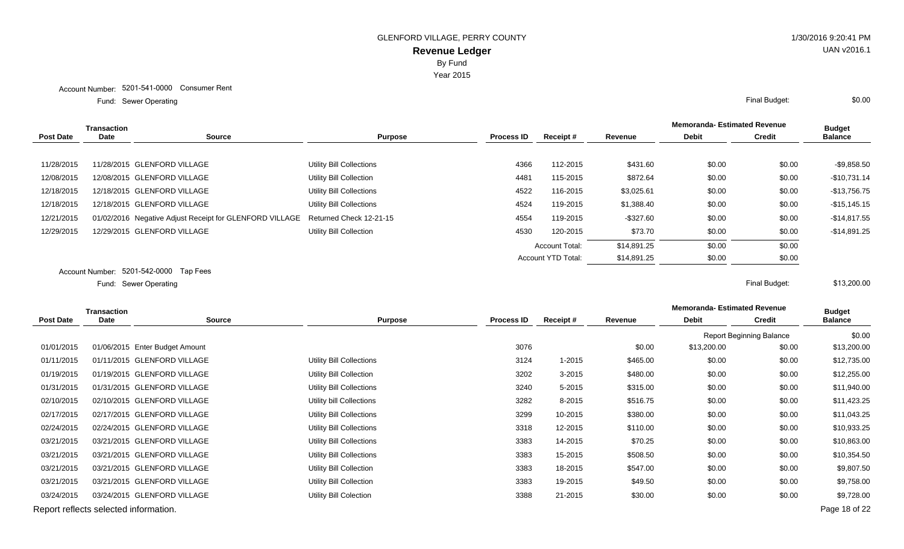GLENFORD VILLAGE, PERRY COUNTY

**Revenue Ledger**

By Fund

Year 2015

1/30/2016 9:20:41 PM

UAN v2016.1

Account Number: 5201-541-0000 Consumer Rent

Fund: Sewer Operating

Final Budget: $0.00

| Post Date | Transaction Date | Source | Purpose | Process ID | Receipt # | Revenue | Memoranda- Estimated Revenue Debit | Memoranda- Estimated Revenue Credit | Budget Balance |
|---|---|---|---|---|---|---|---|---|---|
| 11/28/2015 | 11/28/2015 | GLENFORD VILLAGE | Utility Bill Collections | 4366 | 112-2015 | $431.60 | $0.00 | $0.00 | -$9,858.50 |
| 12/08/2015 | 12/08/2015 | GLENFORD VILLAGE | Utility Bill Collection | 4481 | 115-2015 | $872.64 | $0.00 | $0.00 | -$10,731.14 |
| 12/18/2015 | 12/18/2015 | GLENFORD VILLAGE | Utility Bill Collections | 4522 | 116-2015 | $3,025.61 | $0.00 | $0.00 | -$13,756.75 |
| 12/18/2015 | 12/18/2015 | GLENFORD VILLAGE | Utility Bill Collections | 4524 | 119-2015 | $1,388.40 | $0.00 | $0.00 | -$15,145.15 |
| 12/21/2015 | 01/02/2016 | Negative Adjust Receipt for GLENFORD VILLAGE | Returned Check 12-21-15 | 4554 | 119-2015 | -$327.60 | $0.00 | $0.00 | -$14,817.55 |
| 12/29/2015 | 12/29/2015 | GLENFORD VILLAGE | Utility Bill Collection | 4530 | 120-2015 | $73.70 | $0.00 | $0.00 | -$14,891.25 |
| | | | | | Account Total: | $14,891.25 | $0.00 | $0.00 | |
| | | | | | Account YTD Total: | $14,891.25 | $0.00 | $0.00 | |

Account Number: 5201-542-0000 Tap Fees

Fund: Sewer Operating

Final Budget: $13,200.00

| Post Date | Transaction Date | Source | Purpose | Process ID | Receipt # | Revenue | Memoranda- Estimated Revenue Debit | Memoranda- Estimated Revenue Credit | Budget Balance |
|---|---|---|---|---|---|---|---|---|---|
| | | | | | | | Report Beginning Balance | | $0.00 |
| 01/01/2015 | 01/06/2015 | Enter Budget Amount | | 3076 | | $0.00 | $13,200.00 | $0.00 | $13,200.00 |
| 01/11/2015 | 01/11/2015 | GLENFORD VILLAGE | Utility Bill Collections | 3124 | 1-2015 | $465.00 | $0.00 | $0.00 | $12,735.00 |
| 01/19/2015 | 01/19/2015 | GLENFORD VILLAGE | Utility Bill Collection | 3202 | 3-2015 | $480.00 | $0.00 | $0.00 | $12,255.00 |
| 01/31/2015 | 01/31/2015 | GLENFORD VILLAGE | Utility Bill Collections | 3240 | 5-2015 | $315.00 | $0.00 | $0.00 | $11,940.00 |
| 02/10/2015 | 02/10/2015 | GLENFORD VILLAGE | Utility bill Collections | 3282 | 8-2015 | $516.75 | $0.00 | $0.00 | $11,423.25 |
| 02/17/2015 | 02/17/2015 | GLENFORD VILLAGE | Utility Bill Collections | 3299 | 10-2015 | $380.00 | $0.00 | $0.00 | $11,043.25 |
| 02/24/2015 | 02/24/2015 | GLENFORD VILLAGE | Utility Bill Collections | 3318 | 12-2015 | $110.00 | $0.00 | $0.00 | $10,933.25 |
| 03/21/2015 | 03/21/2015 | GLENFORD VILLAGE | Utility Bill Collections | 3383 | 14-2015 | $70.25 | $0.00 | $0.00 | $10,863.00 |
| 03/21/2015 | 03/21/2015 | GLENFORD VILLAGE | Utility Bill Collections | 3383 | 15-2015 | $508.50 | $0.00 | $0.00 | $10,354.50 |
| 03/21/2015 | 03/21/2015 | GLENFORD VILLAGE | Utility Bill Collection | 3383 | 18-2015 | $547.00 | $0.00 | $0.00 | $9,807.50 |
| 03/21/2015 | 03/21/2015 | GLENFORD VILLAGE | Utility Bill Collection | 3383 | 19-2015 | $49.50 | $0.00 | $0.00 | $9,758.00 |
| 03/24/2015 | 03/24/2015 | GLENFORD VILLAGE | Utility Bill Colection | 3388 | 21-2015 | $30.00 | $0.00 | $0.00 | $9,728.00 |

Report reflects selected information.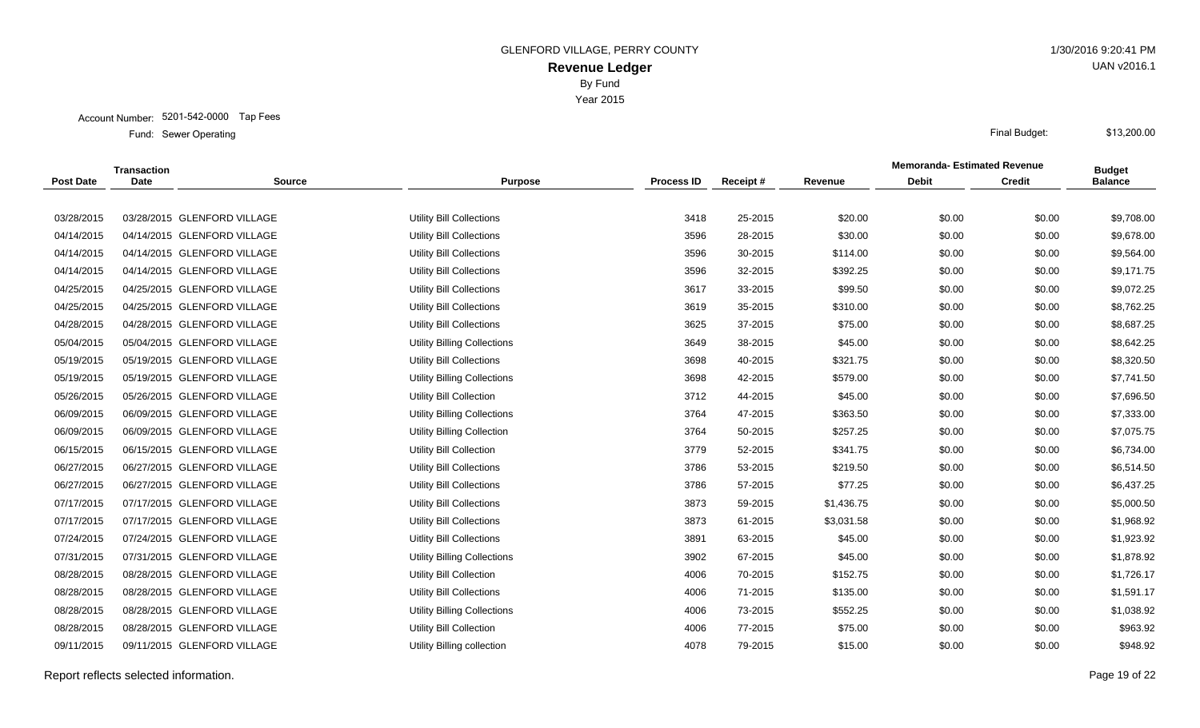GLENFORD VILLAGE, PERRY COUNTY

**Revenue Ledger**

By Fund

Year 2015

1/30/2016 9:20:41 PM

UAN v2016.1

Account Number: 5201-542-0000 Tap Fees

Fund: Sewer Operating

Final Budget: $13,200.00

| Post Date | Transaction Date | Source | Purpose | Process ID | Receipt # | Revenue | Memoranda- Estimated Revenue Debit | Memoranda- Estimated Revenue Credit | Budget Balance |
|---|---|---|---|---|---|---|---|---|---|
| 03/28/2015 | 03/28/2015 | GLENFORD VILLAGE | Utility Bill Collections | 3418 | 25-2015 | $20.00 | $0.00 | $0.00 | $9,708.00 |
| 04/14/2015 | 04/14/2015 | GLENFORD VILLAGE | Utility Bill Collections | 3596 | 28-2015 | $30.00 | $0.00 | $0.00 | $9,678.00 |
| 04/14/2015 | 04/14/2015 | GLENFORD VILLAGE | Utility Bill Collections | 3596 | 30-2015 | $114.00 | $0.00 | $0.00 | $9,564.00 |
| 04/14/2015 | 04/14/2015 | GLENFORD VILLAGE | Utility Bill Collections | 3596 | 32-2015 | $392.25 | $0.00 | $0.00 | $9,171.75 |
| 04/25/2015 | 04/25/2015 | GLENFORD VILLAGE | Utility Bill Collections | 3617 | 33-2015 | $99.50 | $0.00 | $0.00 | $9,072.25 |
| 04/25/2015 | 04/25/2015 | GLENFORD VILLAGE | Utility Bill Collections | 3619 | 35-2015 | $310.00 | $0.00 | $0.00 | $8,762.25 |
| 04/28/2015 | 04/28/2015 | GLENFORD VILLAGE | Utility Bill Collections | 3625 | 37-2015 | $75.00 | $0.00 | $0.00 | $8,687.25 |
| 05/04/2015 | 05/04/2015 | GLENFORD VILLAGE | Utility Billing Collections | 3649 | 38-2015 | $45.00 | $0.00 | $0.00 | $8,642.25 |
| 05/19/2015 | 05/19/2015 | GLENFORD VILLAGE | Utility Bill Collections | 3698 | 40-2015 | $321.75 | $0.00 | $0.00 | $8,320.50 |
| 05/19/2015 | 05/19/2015 | GLENFORD VILLAGE | Utility Billing Collections | 3698 | 42-2015 | $579.00 | $0.00 | $0.00 | $7,741.50 |
| 05/26/2015 | 05/26/2015 | GLENFORD VILLAGE | Utility Bill Collection | 3712 | 44-2015 | $45.00 | $0.00 | $0.00 | $7,696.50 |
| 06/09/2015 | 06/09/2015 | GLENFORD VILLAGE | Utility Billing Collections | 3764 | 47-2015 | $363.50 | $0.00 | $0.00 | $7,333.00 |
| 06/09/2015 | 06/09/2015 | GLENFORD VILLAGE | Utility Billing Collection | 3764 | 50-2015 | $257.25 | $0.00 | $0.00 | $7,075.75 |
| 06/15/2015 | 06/15/2015 | GLENFORD VILLAGE | Utility Bill Collection | 3779 | 52-2015 | $341.75 | $0.00 | $0.00 | $6,734.00 |
| 06/27/2015 | 06/27/2015 | GLENFORD VILLAGE | Utility Bill Collections | 3786 | 53-2015 | $219.50 | $0.00 | $0.00 | $6,514.50 |
| 06/27/2015 | 06/27/2015 | GLENFORD VILLAGE | Utility Bill Collections | 3786 | 57-2015 | $77.25 | $0.00 | $0.00 | $6,437.25 |
| 07/17/2015 | 07/17/2015 | GLENFORD VILLAGE | Utility Bill Collections | 3873 | 59-2015 | $1,436.75 | $0.00 | $0.00 | $5,000.50 |
| 07/17/2015 | 07/17/2015 | GLENFORD VILLAGE | Utility Bill Collections | 3873 | 61-2015 | $3,031.58 | $0.00 | $0.00 | $1,968.92 |
| 07/24/2015 | 07/24/2015 | GLENFORD VILLAGE | Uitlity Bill Collections | 3891 | 63-2015 | $45.00 | $0.00 | $0.00 | $1,923.92 |
| 07/31/2015 | 07/31/2015 | GLENFORD VILLAGE | Utility Billing Collections | 3902 | 67-2015 | $45.00 | $0.00 | $0.00 | $1,878.92 |
| 08/28/2015 | 08/28/2015 | GLENFORD VILLAGE | Utility Bill Collection | 4006 | 70-2015 | $152.75 | $0.00 | $0.00 | $1,726.17 |
| 08/28/2015 | 08/28/2015 | GLENFORD VILLAGE | Utility Bill Collections | 4006 | 71-2015 | $135.00 | $0.00 | $0.00 | $1,591.17 |
| 08/28/2015 | 08/28/2015 | GLENFORD VILLAGE | Utility Billing Collections | 4006 | 73-2015 | $552.25 | $0.00 | $0.00 | $1,038.92 |
| 08/28/2015 | 08/28/2015 | GLENFORD VILLAGE | Utility Bill Collection | 4006 | 77-2015 | $75.00 | $0.00 | $0.00 | $963.92 |
| 09/11/2015 | 09/11/2015 | GLENFORD VILLAGE | Utility Billing collection | 4078 | 79-2015 | $15.00 | $0.00 | $0.00 | $948.92 |

Report reflects selected information.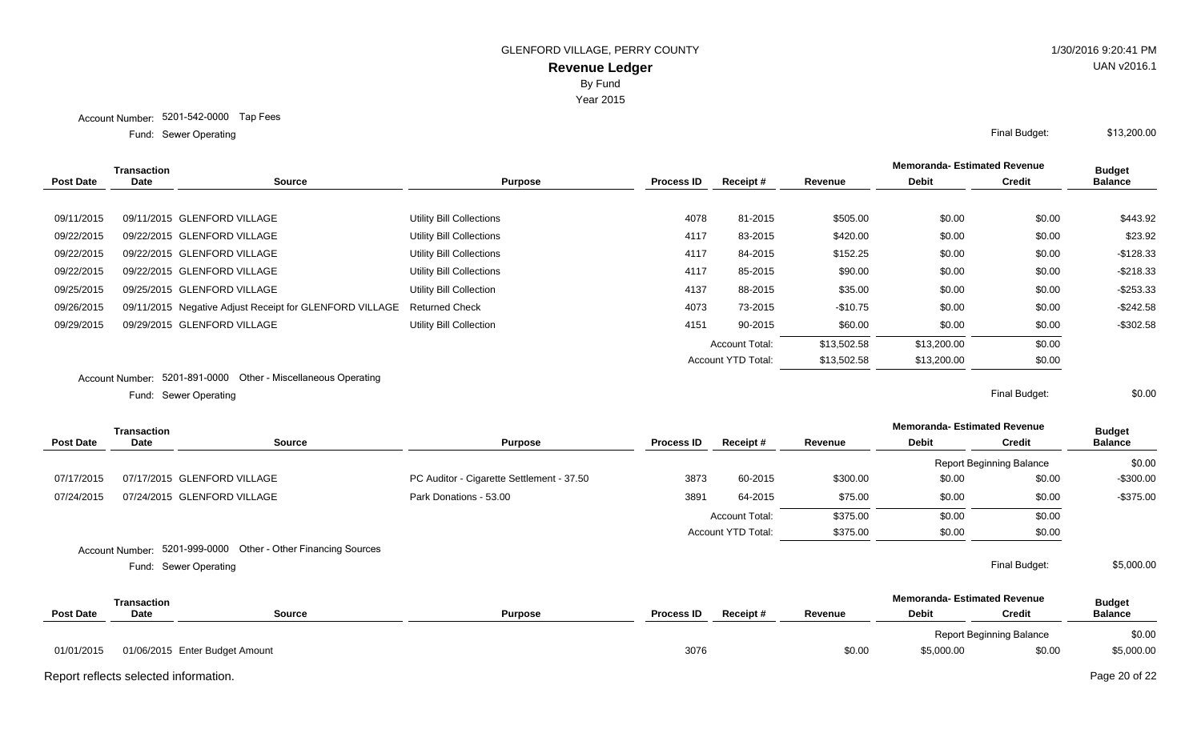GLENFORD VILLAGE, PERRY COUNTY

# Revenue Ledger

By Fund

Year 2015

Account Number: 5201-542-0000 Tap Fees

Fund: Sewer Operating

Final Budget: $13,200.00

| Post Date | Transaction Date | Source | Purpose | Process ID | Receipt # | Revenue | Memoranda- Estimated Revenue Debit | Memoranda- Estimated Revenue Credit | Budget Balance |
|---|---|---|---|---|---|---|---|---|---|
| 09/11/2015 | 09/11/2015 | GLENFORD VILLAGE | Utility Bill Collections | 4078 | 81-2015 | $505.00 | $0.00 | $0.00 | $443.92 |
| 09/22/2015 | 09/22/2015 | GLENFORD VILLAGE | Utility Bill Collections | 4117 | 83-2015 | $420.00 | $0.00 | $0.00 | $23.92 |
| 09/22/2015 | 09/22/2015 | GLENFORD VILLAGE | Utility Bill Collections | 4117 | 84-2015 | $152.25 | $0.00 | $0.00 | -$128.33 |
| 09/22/2015 | 09/22/2015 | GLENFORD VILLAGE | Utility Bill Collections | 4117 | 85-2015 | $90.00 | $0.00 | $0.00 | -$218.33 |
| 09/25/2015 | 09/25/2015 | GLENFORD VILLAGE | Utility Bill Collection | 4137 | 88-2015 | $35.00 | $0.00 | $0.00 | -$253.33 |
| 09/26/2015 | 09/11/2015 | Negative Adjust Receipt for GLENFORD VILLAGE | Returned Check | 4073 | 73-2015 | -$10.75 | $0.00 | $0.00 | -$242.58 |
| 09/29/2015 | 09/29/2015 | GLENFORD VILLAGE | Utility Bill Collection | 4151 | 90-2015 | $60.00 | $0.00 | $0.00 | -$302.58 |
| | | | | | Account Total: | $13,502.58 | $13,200.00 | $0.00 | |
| | | | | | Account YTD Total: | $13,502.58 | $13,200.00 | $0.00 | |

Account Number: 5201-891-0000 Other - Miscellaneous Operating

Fund: Sewer Operating

Final Budget: $0.00

| Post Date | Transaction Date | Source | Purpose | Process ID | Receipt # | Revenue | Memoranda- Estimated Revenue Debit | Memoranda- Estimated Revenue Credit | Budget Balance |
|---|---|---|---|---|---|---|---|---|---|
| | | | | | | | Report Beginning Balance | | $0.00 |
| 07/17/2015 | 07/17/2015 | GLENFORD VILLAGE | PC Auditor - Cigarette Settlement - 37.50 | 3873 | 60-2015 | $300.00 | $0.00 | $0.00 | -$300.00 |
| 07/24/2015 | 07/24/2015 | GLENFORD VILLAGE | Park Donations - 53.00 | 3891 | 64-2015 | $75.00 | $0.00 | $0.00 | -$375.00 |
| | | | | | Account Total: | $375.00 | $0.00 | $0.00 | |
| | | | | | Account YTD Total: | $375.00 | $0.00 | $0.00 | |

Account Number: 5201-999-0000 Other - Other Financing Sources

Fund: Sewer Operating

Final Budget: $5,000.00

| Post Date | Transaction Date | Source | Purpose | Process ID | Receipt # | Revenue | Memoranda- Estimated Revenue Debit | Memoranda- Estimated Revenue Credit | Budget Balance |
|---|---|---|---|---|---|---|---|---|---|
| | | | | | | | Report Beginning Balance | | $0.00 |
| 01/01/2015 | 01/06/2015 | Enter Budget Amount | | 3076 | | $0.00 | $5,000.00 | $0.00 | $5,000.00 |

Report reflects selected information.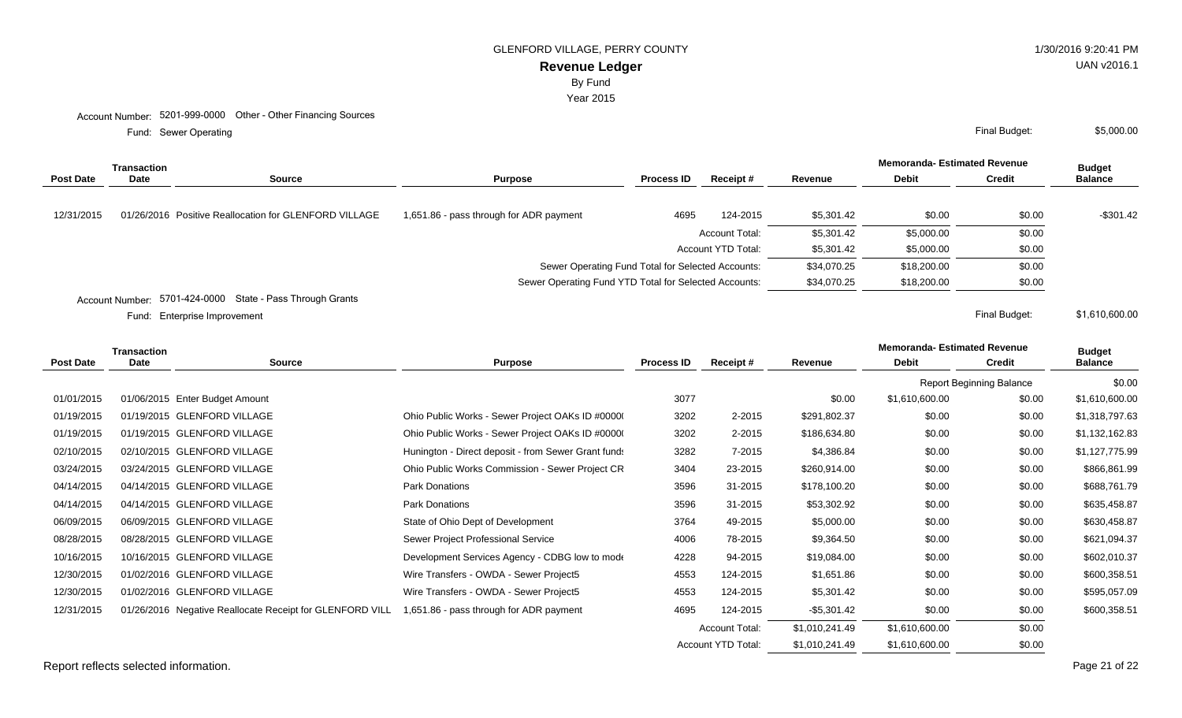GLENFORD VILLAGE, PERRY COUNTY

1/30/2016 9:20:41 PM

# Revenue Ledger

By Fund

Year 2015

UAN v2016.1

Account Number: 5201-999-0000 Other - Other Financing Sources

Fund: Sewer Operating

Final Budget: $5,000.00

| Post Date | Transaction Date | Source | Purpose | Process ID | Receipt # | Revenue | Memoranda- Estimated Revenue Debit | Memoranda- Estimated Revenue Credit | Budget Balance |
|---|---|---|---|---|---|---|---|---|---|
| 12/31/2015 | 01/26/2016 | Positive Reallocation for GLENFORD VILLAGE | 1,651.86 - pass through for ADR payment | 4695 | 124-2015 | $5,301.42 | $0.00 | $0.00 | -$301.42 |
| | | | | | Account Total: | $5,301.42 | $5,000.00 | $0.00 | |
| | | | | | Account YTD Total: | $5,301.42 | $5,000.00 | $0.00 | |
| | | | Sewer Operating Fund Total for Selected Accounts: | | | $34,070.25 | $18,200.00 | $0.00 | |
| | | | Sewer Operating Fund YTD Total for Selected Accounts: | | | $34,070.25 | $18,200.00 | $0.00 | |

Account Number: 5701-424-0000 State - Pass Through Grants

Fund: Enterprise Improvement

Final Budget: $1,610,600.00

| Post Date | Transaction Date | Source | Purpose | Process ID | Receipt # | Revenue | Memoranda- Estimated Revenue Debit | Memoranda- Estimated Revenue Credit | Budget Balance |
|---|---|---|---|---|---|---|---|---|---|
| | | | | | | | Report Beginning Balance | | $0.00 |
| 01/01/2015 | 01/06/2015 | Enter Budget Amount | | 3077 | | $0.00 | $1,610,600.00 | $0.00 | $1,610,600.00 |
| 01/19/2015 | 01/19/2015 | GLENFORD VILLAGE | Ohio Public Works - Sewer Project OAKs ID #0000( | 3202 | 2-2015 | $291,802.37 | $0.00 | $0.00 | $1,318,797.63 |
| 01/19/2015 | 01/19/2015 | GLENFORD VILLAGE | Ohio Public Works - Sewer Project OAKs ID #0000( | 3202 | 2-2015 | $186,634.80 | $0.00 | $0.00 | $1,132,162.83 |
| 02/10/2015 | 02/10/2015 | GLENFORD VILLAGE | Hunington - Direct deposit - from Sewer Grant funds | 3282 | 7-2015 | $4,386.84 | $0.00 | $0.00 | $1,127,775.99 |
| 03/24/2015 | 03/24/2015 | GLENFORD VILLAGE | Ohio Public Works Commission - Sewer Project CR | 3404 | 23-2015 | $260,914.00 | $0.00 | $0.00 | $866,861.99 |
| 04/14/2015 | 04/14/2015 | GLENFORD VILLAGE | Park Donations | 3596 | 31-2015 | $178,100.20 | $0.00 | $0.00 | $688,761.79 |
| 04/14/2015 | 04/14/2015 | GLENFORD VILLAGE | Park Donations | 3596 | 31-2015 | $53,302.92 | $0.00 | $0.00 | $635,458.87 |
| 06/09/2015 | 06/09/2015 | GLENFORD VILLAGE | State of Ohio Dept of Development | 3764 | 49-2015 | $5,000.00 | $0.00 | $0.00 | $630,458.87 |
| 08/28/2015 | 08/28/2015 | GLENFORD VILLAGE | Sewer Project Professional Service | 4006 | 78-2015 | $9,364.50 | $0.00 | $0.00 | $621,094.37 |
| 10/16/2015 | 10/16/2015 | GLENFORD VILLAGE | Development Services Agency - CDBG low to mode | 4228 | 94-2015 | $19,084.00 | $0.00 | $0.00 | $602,010.37 |
| 12/30/2015 | 01/02/2016 | GLENFORD VILLAGE | Wire Transfers - OWDA - Sewer Project5 | 4553 | 124-2015 | $1,651.86 | $0.00 | $0.00 | $600,358.51 |
| 12/30/2015 | 01/02/2016 | GLENFORD VILLAGE | Wire Transfers - OWDA - Sewer Project5 | 4553 | 124-2015 | $5,301.42 | $0.00 | $0.00 | $595,057.09 |
| 12/31/2015 | 01/26/2016 | Negative Reallocate Receipt for GLENFORD VILL | 1,651.86 - pass through for ADR payment | 4695 | 124-2015 | -$5,301.42 | $0.00 | $0.00 | $600,358.51 |
| | | | | | Account Total: | $1,010,241.49 | $1,610,600.00 | $0.00 | |
| | | | | | Account YTD Total: | $1,010,241.49 | $1,610,600.00 | $0.00 | |

Report reflects selected information.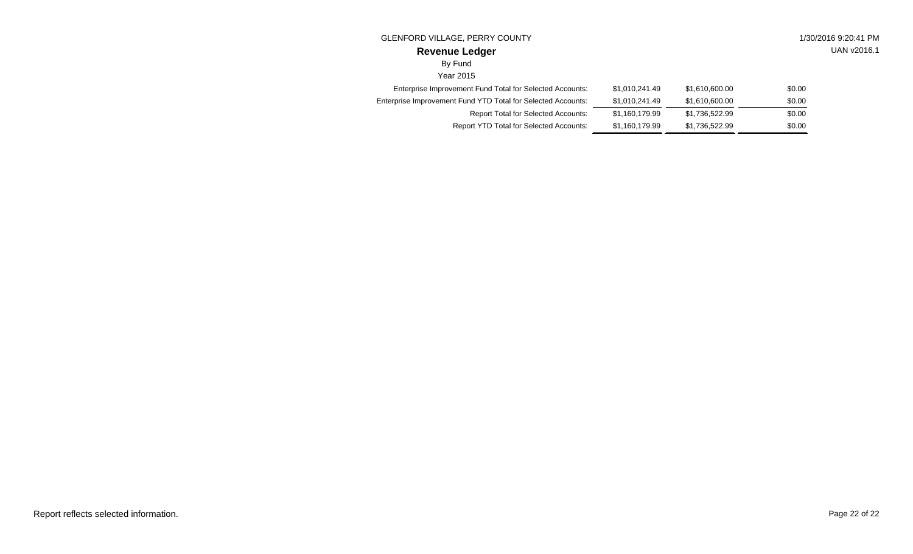GLENFORD VILLAGE, PERRY COUNTY

**Revenue Ledger**

By Fund

Year 2015

| | | | |
|---|---|---|---|
| Enterprise Improvement Fund Total for Selected Accounts: | $1,010,241.49 | $1,610,600.00 | $0.00 |
| Enterprise Improvement Fund YTD Total for Selected Accounts: | $1,010,241.49 | $1,610,600.00 | $0.00 |
| Report Total for Selected Accounts: | $1,160,179.99 | $1,736,522.99 | $0.00 |
| Report YTD Total for Selected Accounts: | $1,160,179.99 | $1,736,522.99 | $0.00 |

Report reflects selected information.